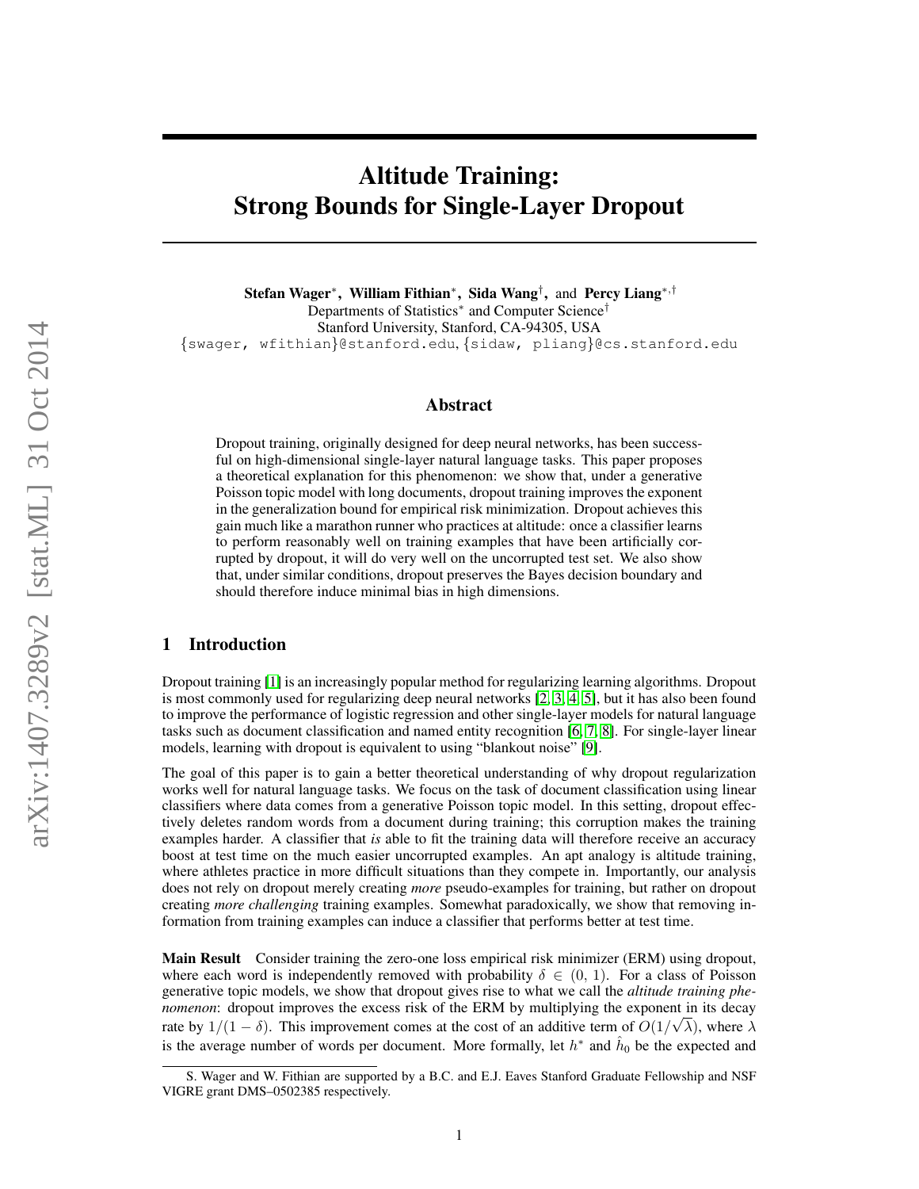# Altitude Training: Strong Bounds for Single-Layer Dropout

**Stefan Wager**[*], **William Fithian**[*], **Sida Wang**[†], and **Percy Liang**[*,†]
Departments of Statistics[*] and Computer Science[†]
Stanford University, Stanford, CA-94305, USA
{swager, wfithian}@stanford.edu, {sidaw, pliang}@cs.stanford.edu

## Abstract

Dropout training, originally designed for deep neural networks, has been successful on high-dimensional single-layer natural language tasks. This paper proposes a theoretical explanation for this phenomenon: we show that, under a generative Poisson topic model with long documents, dropout training improves the exponent in the generalization bound for empirical risk minimization. Dropout achieves this gain much like a marathon runner who practices at altitude: once a classifier learns to perform reasonably well on training examples that have been artificially corrupted by dropout, it will do very well on the uncorrupted test set. We also show that, under similar conditions, dropout preserves the Bayes decision boundary and should therefore induce minimal bias in high dimensions.

## 1 Introduction

Dropout training [1] is an increasingly popular method for regularizing learning algorithms. Dropout is most commonly used for regularizing deep neural networks [2, 3, 4, 5], but it has also been found to improve the performance of logistic regression and other single-layer models for natural language tasks such as document classification and named entity recognition [6, 7, 8]. For single-layer linear models, learning with dropout is equivalent to using "blankout noise" [9].

The goal of this paper is to gain a better theoretical understanding of why dropout regularization works well for natural language tasks. We focus on the task of document classification using linear classifiers where data comes from a generative Poisson topic model. In this setting, dropout effectively deletes random words from a document during training; this corruption makes the training examples harder. A classifier that *is* able to fit the training data will therefore receive an accuracy boost at test time on the much easier uncorrupted examples. An apt analogy is altitude training, where athletes practice in more difficult situations than they compete in. Importantly, our analysis does not rely on dropout merely creating *more* pseudo-examples for training, but rather on dropout creating *more challenging* training examples. Somewhat paradoxically, we show that removing information from training examples can induce a classifier that performs better at test time.

**Main Result** Consider training the zero-one loss empirical risk minimizer (ERM) using dropout, where each word is independently removed with probability $\delta \in (0, 1)$. For a class of Poisson generative topic models, we show that dropout gives rise to what we call the *altitude training phenomenon*: dropout improves the excess risk of the ERM by multiplying the exponent in its decay rate by $1/(1-\delta)$. This improvement comes at the cost of an additive term of $O(1/\sqrt{\lambda})$, where $\lambda$ is the average number of words per document. More formally, let $h^*$ and $\hat{h}_0$ be the expected and

S. Wager and W. Fithian are supported by a B.C. and E.J. Eaves Stanford Graduate Fellowship and NSF VIGRE grant DMS–0502385 respectively.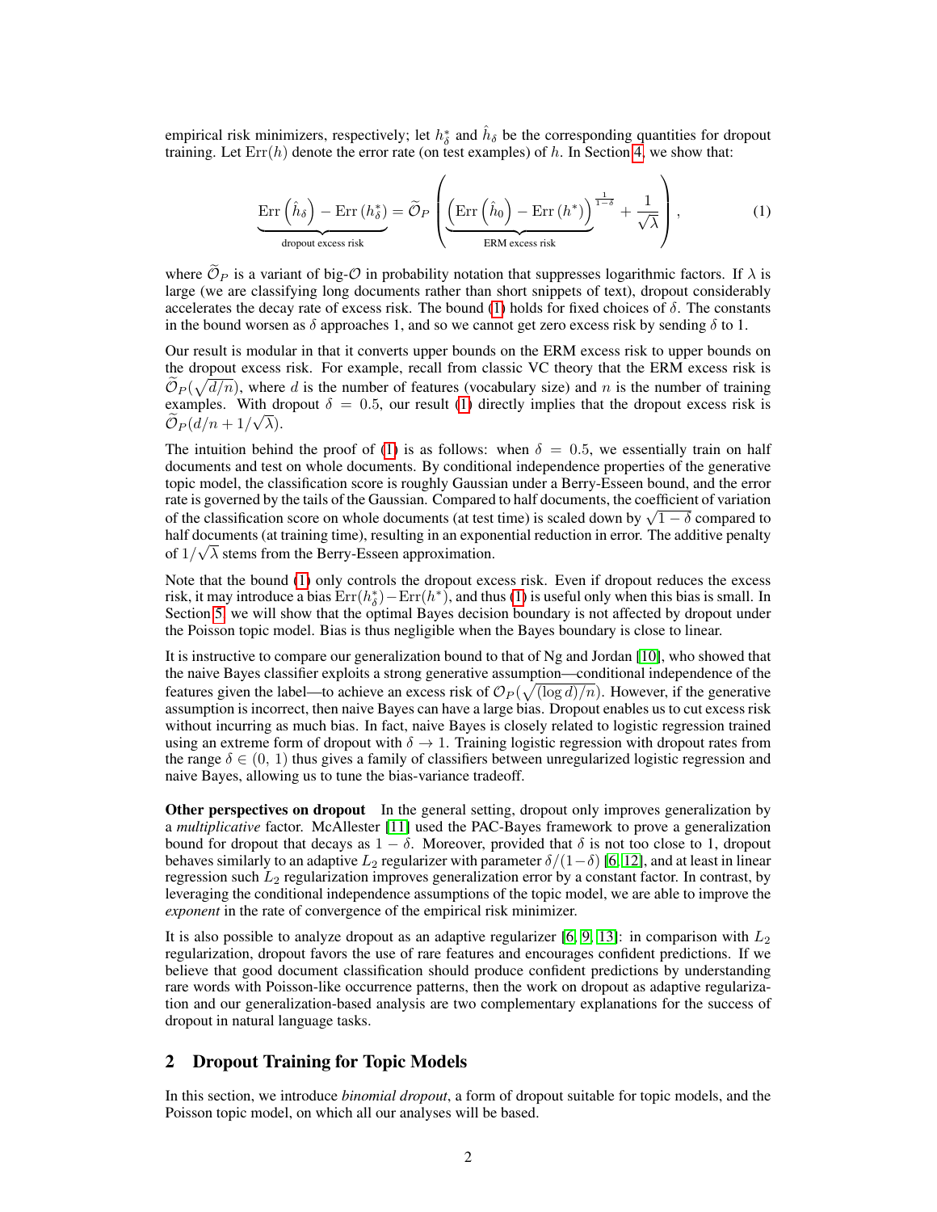empirical risk minimizers, respectively; let $h^*_\delta$ and $\hat{h}_\delta$ be the corresponding quantities for dropout training. Let $\text{Err}(h)$ denote the error rate (on test examples) of $h$. In Section 4, we show that:

$$\underbrace{\text{Err}\left(\hat{h}_\delta\right) - \text{Err}\left(h^*_\delta\right)}_{\text{dropout excess risk}} = \widetilde{\mathcal{O}}_P\left(\underbrace{\left(\text{Err}\left(\hat{h}_0\right) - \text{Err}\left(h^*\right)\right)}_{\text{ERM excess risk}}^{\frac{1}{1-\delta}} + \frac{1}{\sqrt{\lambda}}\right), \tag{1}$$

where $\widetilde{\mathcal{O}}_P$ is a variant of big-$\mathcal{O}$ in probability notation that suppresses logarithmic factors. If $\lambda$ is large (we are classifying long documents rather than short snippets of text), dropout considerably accelerates the decay rate of excess risk. The bound (1) holds for fixed choices of $\delta$. The constants in the bound worsen as $\delta$ approaches 1, and so we cannot get zero excess risk by sending $\delta$ to 1.

Our result is modular in that it converts upper bounds on the ERM excess risk to upper bounds on the dropout excess risk. For example, recall from classic VC theory that the ERM excess risk is $\widetilde{\mathcal{O}}_P(\sqrt{d/n})$, where $d$ is the number of features (vocabulary size) and $n$ is the number of training examples. With dropout $\delta = 0.5$, our result (1) directly implies that the dropout excess risk is $\widetilde{\mathcal{O}}_P(d/n + 1/\sqrt{\lambda})$.

The intuition behind the proof of (1) is as follows: when $\delta = 0.5$, we essentially train on half documents and test on whole documents. By conditional independence properties of the generative topic model, the classification score is roughly Gaussian under a Berry-Esseen bound, and the error rate is governed by the tails of the Gaussian. Compared to half documents, the coefficient of variation of the classification score on whole documents (at test time) is scaled down by $\sqrt{1-\delta}$ compared to half documents (at training time), resulting in an exponential reduction in error. The additive penalty of $1/\sqrt{\lambda}$ stems from the Berry-Esseen approximation.

Note that the bound (1) only controls the dropout excess risk. Even if dropout reduces the excess risk, it may introduce a bias $\text{Err}(h^*_\delta) - \text{Err}(h^*)$, and thus (1) is useful only when this bias is small. In Section 5, we will show that the optimal Bayes decision boundary is not affected by dropout under the Poisson topic model. Bias is thus negligible when the Bayes boundary is close to linear.

It is instructive to compare our generalization bound to that of Ng and Jordan [10], who showed that the naive Bayes classifier exploits a strong generative assumption—conditional independence of the features given the label—to achieve an excess risk of $\mathcal{O}_P(\sqrt{(\log d)/n})$. However, if the generative assumption is incorrect, then naive Bayes can have a large bias. Dropout enables us to cut excess risk without incurring as much bias. In fact, naive Bayes is closely related to logistic regression trained using an extreme form of dropout with $\delta \to 1$. Training logistic regression with dropout rates from the range $\delta \in (0,\, 1)$ thus gives a family of classifiers between unregularized logistic regression and naive Bayes, allowing us to tune the bias-variance tradeoff.

**Other perspectives on dropout** In the general setting, dropout only improves generalization by a *multiplicative* factor. McAllester [11] used the PAC-Bayes framework to prove a generalization bound for dropout that decays as $1 - \delta$. Moreover, provided that $\delta$ is not too close to 1, dropout behaves similarly to an adaptive $L_2$ regularizer with parameter $\delta/(1-\delta)$ [6, 12], and at least in linear regression such $L_2$ regularization improves generalization error by a constant factor. In contrast, by leveraging the conditional independence assumptions of the topic model, we are able to improve the *exponent* in the rate of convergence of the empirical risk minimizer.

It is also possible to analyze dropout as an adaptive regularizer [6, 9, 13]: in comparison with $L_2$ regularization, dropout favors the use of rare features and encourages confident predictions. If we believe that good document classification should produce confident predictions by understanding rare words with Poisson-like occurrence patterns, then the work on dropout as adaptive regularization and our generalization-based analysis are two complementary explanations for the success of dropout in natural language tasks.

## 2 Dropout Training for Topic Models

In this section, we introduce *binomial dropout*, a form of dropout suitable for topic models, and the Poisson topic model, on which all our analyses will be based.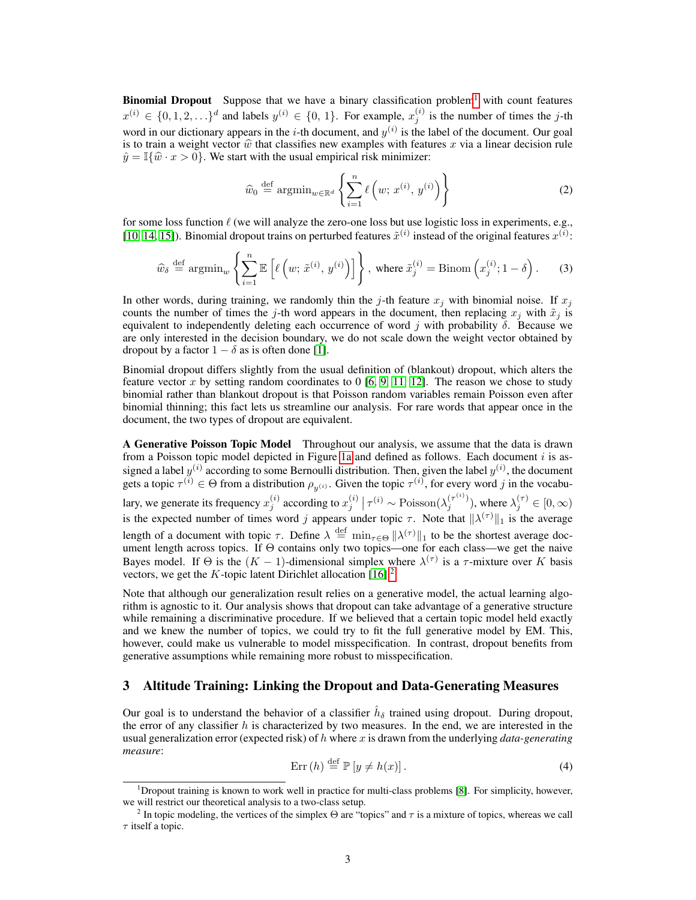**Binomial Dropout** Suppose that we have a binary classification problem[1] with count features $x^{(i)} \in \{0, 1, 2, \ldots\}^d$ and labels $y^{(i)} \in \{0, 1\}$. For example, $x_j^{(i)}$ is the number of times the $j$-th word in our dictionary appears in the $i$-th document, and $y^{(i)}$ is the label of the document. Our goal is to train a weight vector $\widehat{w}$ that classifies new examples with features $x$ via a linear decision rule $\hat{y} = \mathbb{I}\{\widehat{w} \cdot x > 0\}$. We start with the usual empirical risk minimizer:

$$\widehat{w}_0 \stackrel{\text{def}}{=} \operatorname{argmin}_{w \in \mathbb{R}^d} \left\{ \sum_{i=1}^{n} \ell\left(w;\, x^{(i)},\, y^{(i)}\right) \right\} \tag{2}$$

for some loss function $\ell$ (we will analyze the zero-one loss but use logistic loss in experiments, e.g., [10, 14, 15]). Binomial dropout trains on perturbed features $\tilde{x}^{(i)}$ instead of the original features $x^{(i)}$:

$$\widehat{w}_\delta \stackrel{\text{def}}{=} \operatorname{argmin}_w \left\{ \sum_{i=1}^{n} \mathbb{E}\left[\ell\left(w;\, \tilde{x}^{(i)},\, y^{(i)}\right)\right] \right\}, \text{ where } \tilde{x}_j^{(i)} = \operatorname{Binom}\left(x_j^{(i)}; 1 - \delta\right). \tag{3}$$

In other words, during training, we randomly thin the $j$-th feature $x_j$ with binomial noise. If $x_j$ counts the number of times the $j$-th word appears in the document, then replacing $x_j$ with $\tilde{x}_j$ is equivalent to independently deleting each occurrence of word $j$ with probability $\delta$. Because we are only interested in the decision boundary, we do not scale down the weight vector obtained by dropout by a factor $1 - \delta$ as is often done [1].

Binomial dropout differs slightly from the usual definition of (blankout) dropout, which alters the feature vector $x$ by setting random coordinates to 0 [6, 9, 11, 12]. The reason we chose to study binomial rather than blankout dropout is that Poisson random variables remain Poisson even after binomial thinning; this fact lets us streamline our analysis. For rare words that appear once in the document, the two types of dropout are equivalent.

**A Generative Poisson Topic Model** Throughout our analysis, we assume that the data is drawn from a Poisson topic model depicted in Figure 1a and defined as follows. Each document $i$ is assigned a label $y^{(i)}$ according to some Bernoulli distribution. Then, given the label $y^{(i)}$, the document gets a topic $\tau^{(i)} \in \Theta$ from a distribution $\rho_{y^{(i)}}$. Given the topic $\tau^{(i)}$, for every word $j$ in the vocabulary, we generate its frequency $x_j^{(i)}$ according to $x_j^{(i)} \mid \tau^{(i)} \sim \operatorname{Poisson}(\lambda_j^{(\tau^{(i)})})$, where $\lambda_j^{(\tau)} \in [0, \infty)$ is the expected number of times word $j$ appears under topic $\tau$. Note that $\|\lambda^{(\tau)}\|_1$ is the average length of a document with topic $\tau$. Define $\lambda \stackrel{\text{def}}{=} \min_{\tau \in \Theta} \|\lambda^{(\tau)}\|_1$ to be the shortest average document length across topics. If $\Theta$ contains only two topics—one for each class—we get the naive Bayes model. If $\Theta$ is the $(K-1)$-dimensional simplex where $\lambda^{(\tau)}$ is a $\tau$-mixture over $K$ basis vectors, we get the $K$-topic latent Dirichlet allocation [16].[2]

Note that although our generalization result relies on a generative model, the actual learning algorithm is agnostic to it. Our analysis shows that dropout can take advantage of a generative structure while remaining a discriminative procedure. If we believed that a certain topic model held exactly and we knew the number of topics, we could try to fit the full generative model by EM. This, however, could make us vulnerable to model misspecification. In contrast, dropout benefits from generative assumptions while remaining more robust to misspecification.

## 3 Altitude Training: Linking the Dropout and Data-Generating Measures

Our goal is to understand the behavior of a classifier $\hat{h}_\delta$ trained using dropout. During dropout, the error of any classifier $h$ is characterized by two measures. In the end, we are interested in the usual generalization error (expected risk) of $h$ where $x$ is drawn from the underlying *data-generating measure*:

$$\operatorname{Err}(h) \stackrel{\text{def}}{=} \mathbb{P}\left[y \neq h(x)\right]. \tag{4}$$

---

[1] Dropout training is known to work well in practice for multi-class problems [8]. For simplicity, however, we will restrict our theoretical analysis to a two-class setup.

[2] In topic modeling, the vertices of the simplex $\Theta$ are "topics" and $\tau$ is a mixture of topics, whereas we call $\tau$ itself a topic.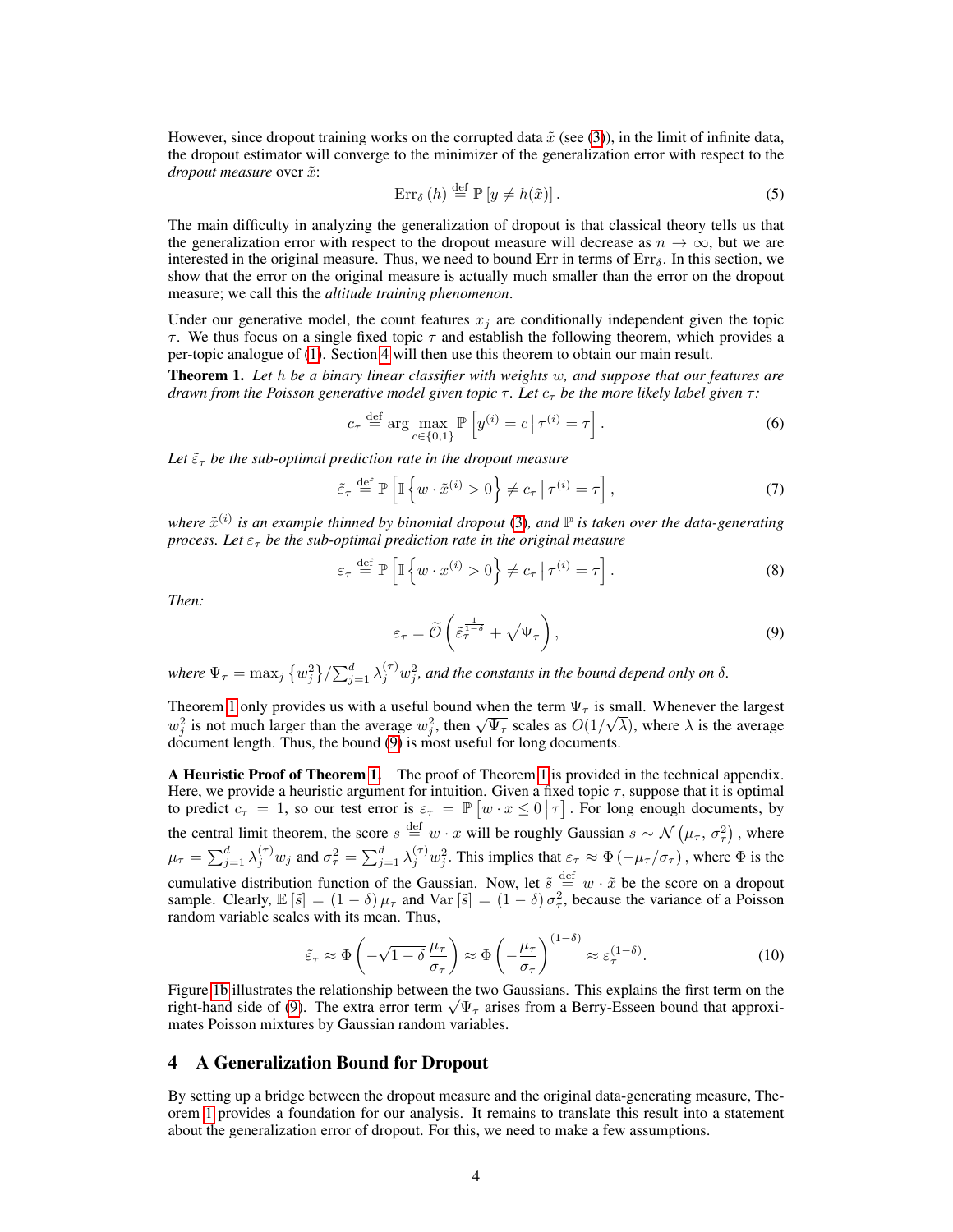However, since dropout training works on the corrupted data $\tilde{x}$ (see (3)), in the limit of infinite data, the dropout estimator will converge to the minimizer of the generalization error with respect to the *dropout measure* over $\tilde{x}$:

$$\operatorname{Err}_\delta(h) \stackrel{\text{def}}{=} \mathbb{P}\left[y \neq h(\tilde{x})\right]. \tag{5}$$

The main difficulty in analyzing the generalization of dropout is that classical theory tells us that the generalization error with respect to the dropout measure will decrease as $n \to \infty$, but we are interested in the original measure. Thus, we need to bound Err in terms of $\operatorname{Err}_\delta$. In this section, we show that the error on the original measure is actually much smaller than the error on the dropout measure; we call this the *altitude training phenomenon*.

Under our generative model, the count features $x_j$ are conditionally independent given the topic $\tau$. We thus focus on a single fixed topic $\tau$ and establish the following theorem, which provides a per-topic analogue of (1). Section 4 will then use this theorem to obtain our main result.

**Theorem 1.** *Let $h$ be a binary linear classifier with weights $w$, and suppose that our features are drawn from the Poisson generative model given topic $\tau$. Let $c_\tau$ be the more likely label given $\tau$:*

$$c_\tau \stackrel{\text{def}}{=} \arg\max_{c \in \{0,1\}} \mathbb{P}\left[y^{(i)} = c \,\middle|\, \tau^{(i)} = \tau\right]. \tag{6}$$

*Let $\tilde{\varepsilon}_\tau$ be the sub-optimal prediction rate in the dropout measure*

$$\tilde{\varepsilon}_\tau \stackrel{\text{def}}{=} \mathbb{P}\left[\mathbb{I}\left\{w \cdot \tilde{x}^{(i)} > 0\right\} \neq c_\tau \,\middle|\, \tau^{(i)} = \tau\right], \tag{7}$$

*where $\tilde{x}^{(i)}$ is an example thinned by binomial dropout (3), and $\mathbb{P}$ is taken over the data-generating process. Let $\varepsilon_\tau$ be the sub-optimal prediction rate in the original measure*

$$\varepsilon_\tau \stackrel{\text{def}}{=} \mathbb{P}\left[\mathbb{I}\left\{w \cdot x^{(i)} > 0\right\} \neq c_\tau \,\middle|\, \tau^{(i)} = \tau\right]. \tag{8}$$

*Then:*

$$\varepsilon_\tau = \widetilde{\mathcal{O}}\left(\tilde{\varepsilon}_\tau^{\frac{1}{1-\delta}} + \sqrt{\Psi_\tau}\right), \tag{9}$$

*where $\Psi_\tau = \max_j \left\{w_j^2\right\} / \sum_{j=1}^d \lambda_j^{(\tau)} w_j^2$, and the constants in the bound depend only on $\delta$.*

Theorem 1 only provides us with a useful bound when the term $\Psi_\tau$ is small. Whenever the largest $w_j^2$ is not much larger than the average $w_j^2$, then $\sqrt{\Psi_\tau}$ scales as $O(1/\sqrt{\lambda})$, where $\lambda$ is the average document length. Thus, the bound (9) is most useful for long documents.

**A Heuristic Proof of Theorem 1.** The proof of Theorem 1 is provided in the technical appendix. Here, we provide a heuristic argument for intuition. Given a fixed topic $\tau$, suppose that it is optimal to predict $c_\tau = 1$, so our test error is $\varepsilon_\tau = \mathbb{P}\left[w \cdot x \leq 0 \,\middle|\, \tau\right]$. For long enough documents, by the central limit theorem, the score $s \stackrel{\text{def}}{=} w \cdot x$ will be roughly Gaussian $s \sim \mathcal{N}\left(\mu_\tau, \sigma_\tau^2\right)$, where $\mu_\tau = \sum_{j=1}^d \lambda_j^{(\tau)} w_j$ and $\sigma_\tau^2 = \sum_{j=1}^d \lambda_j^{(\tau)} w_j^2$. This implies that $\varepsilon_\tau \approx \Phi\left(-\mu_\tau/\sigma_\tau\right)$, where $\Phi$ is the cumulative distribution function of the Gaussian. Now, let $\tilde{s} \stackrel{\text{def}}{=} w \cdot \tilde{x}$ be the score on a dropout sample. Clearly, $\mathbb{E}\left[\tilde{s}\right] = (1-\delta)\,\mu_\tau$ and $\operatorname{Var}\left[\tilde{s}\right] = (1-\delta)\,\sigma_\tau^2$, because the variance of a Poisson random variable scales with its mean. Thus,

$$\tilde{\varepsilon}_\tau \approx \Phi\left(-\sqrt{1-\delta}\,\frac{\mu_\tau}{\sigma_\tau}\right) \approx \Phi\left(-\frac{\mu_\tau}{\sigma_\tau}\right)^{(1-\delta)} \approx \varepsilon_\tau^{(1-\delta)}. \tag{10}$$

Figure 1b illustrates the relationship between the two Gaussians. This explains the first term on the right-hand side of (9). The extra error term $\sqrt{\Psi_\tau}$ arises from a Berry-Esseen bound that approximates Poisson mixtures by Gaussian random variables.

## 4 A Generalization Bound for Dropout

By setting up a bridge between the dropout measure and the original data-generating measure, Theorem 1 provides a foundation for our analysis. It remains to translate this result into a statement about the generalization error of dropout. For this, we need to make a few assumptions.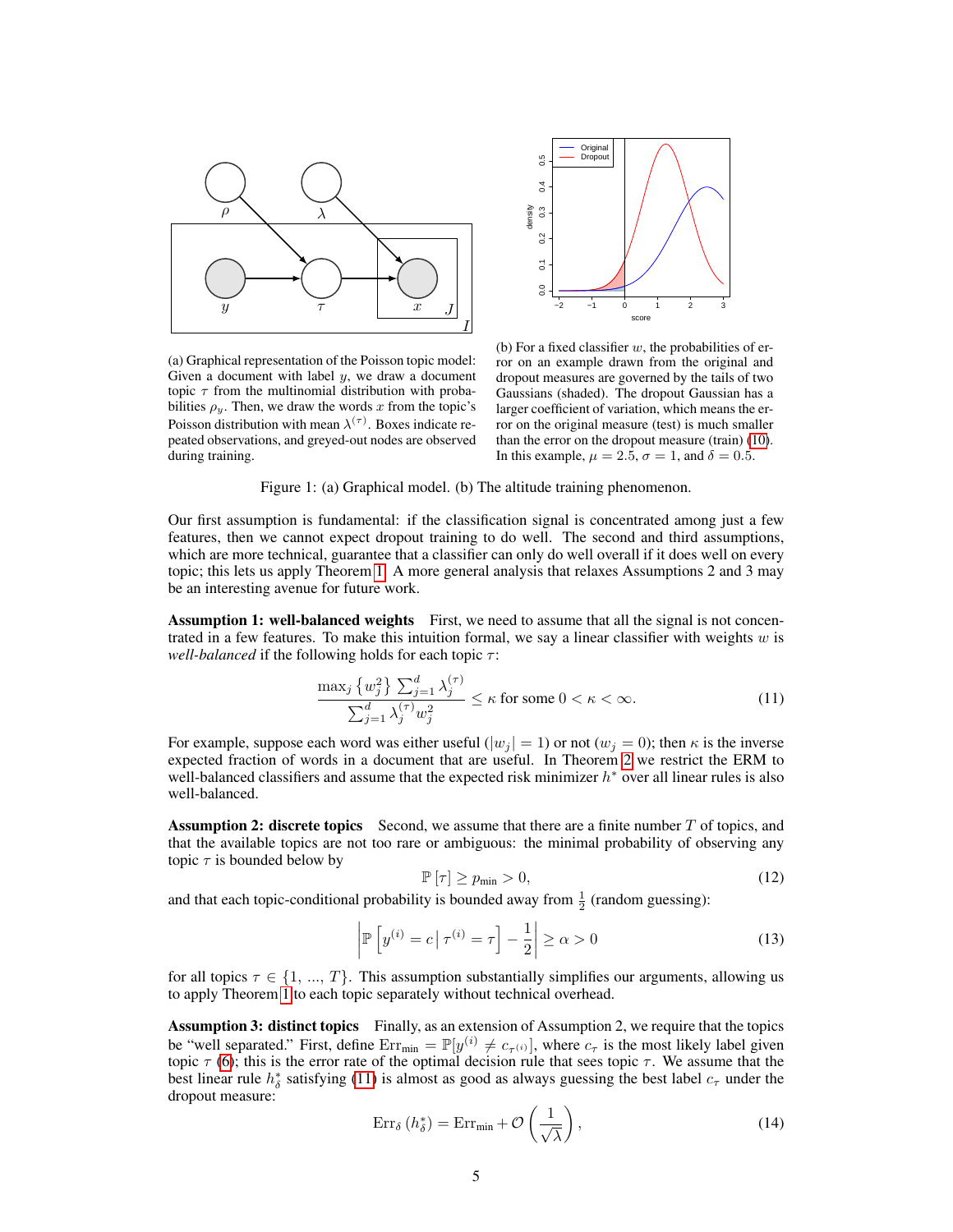(a) Graphical representation of the Poisson topic model: Given a document with label $y$, we draw a document topic $\tau$ from the multinomial distribution with probabilities $\rho_y$. Then, we draw the words $x$ from the topic's Poisson distribution with mean $\lambda^{(\tau)}$. Boxes indicate repeated observations, and greyed-out nodes are observed during training.

(b) For a fixed classifier $w$, the probabilities of error on an example drawn from the original and dropout measures are governed by the tails of two Gaussians (shaded). The dropout Gaussian has a larger coefficient of variation, which means the error on the original measure (test) is much smaller than the error on the dropout measure (train) (10). In this example, $\mu = 2.5$, $\sigma = 1$, and $\delta = 0.5$.

Figure 1: (a) Graphical model. (b) The altitude training phenomenon.

Our first assumption is fundamental: if the classification signal is concentrated among just a few features, then we cannot expect dropout training to do well. The second and third assumptions, which are more technical, guarantee that a classifier can only do well overall if it does well on every topic; this lets us apply Theorem 1. A more general analysis that relaxes Assumptions 2 and 3 may be an interesting avenue for future work.

**Assumption 1: well-balanced weights** First, we need to assume that all the signal is not concentrated in a few features. To make this intuition formal, we say a linear classifier with weights $w$ is *well-balanced* if the following holds for each topic $\tau$:

$$\frac{\max_j \left\{ w_j^2 \right\} \sum_{j=1}^d \lambda_j^{(\tau)}}{\sum_{j=1}^d \lambda_j^{(\tau)} w_j^2} \leq \kappa \text{ for some } 0 < \kappa < \infty. \tag{11}$$

For example, suppose each word was either useful ($|w_j| = 1$) or not ($w_j = 0$); then $\kappa$ is the inverse expected fraction of words in a document that are useful. In Theorem 2 we restrict the ERM to well-balanced classifiers and assume that the expected risk minimizer $h^*$ over all linear rules is also well-balanced.

**Assumption 2: discrete topics** Second, we assume that there are a finite number $T$ of topics, and that the available topics are not too rare or ambiguous: the minimal probability of observing any topic $\tau$ is bounded below by

$$\mathbb{P}\left[\tau\right] \geq p_{\text{min}} > 0, \tag{12}$$

and that each topic-conditional probability is bounded away from $\frac{1}{2}$ (random guessing):

$$\left| \mathbb{P}\left[ y^{(i)} = c \,\middle|\, \tau^{(i)} = \tau \right] - \frac{1}{2} \right| \geq \alpha > 0 \tag{13}$$

for all topics $\tau \in \{1, \ldots, T\}$. This assumption substantially simplifies our arguments, allowing us to apply Theorem 1 to each topic separately without technical overhead.

**Assumption 3: distinct topics** Finally, as an extension of Assumption 2, we require that the topics be "well separated." First, define $\text{Err}_{\text{min}} = \mathbb{P}[y^{(i)} \neq c_{\tau^{(i)}}]$, where $c_\tau$ is the most likely label given topic $\tau$ (6); this is the error rate of the optimal decision rule that sees topic $\tau$. We assume that the best linear rule $h_\delta^*$ satisfying (11) is almost as good as always guessing the best label $c_\tau$ under the dropout measure:

$$\text{Err}_\delta\left(h_\delta^*\right) = \text{Err}_{\text{min}} + \mathcal{O}\left(\frac{1}{\sqrt{\lambda}}\right), \tag{14}$$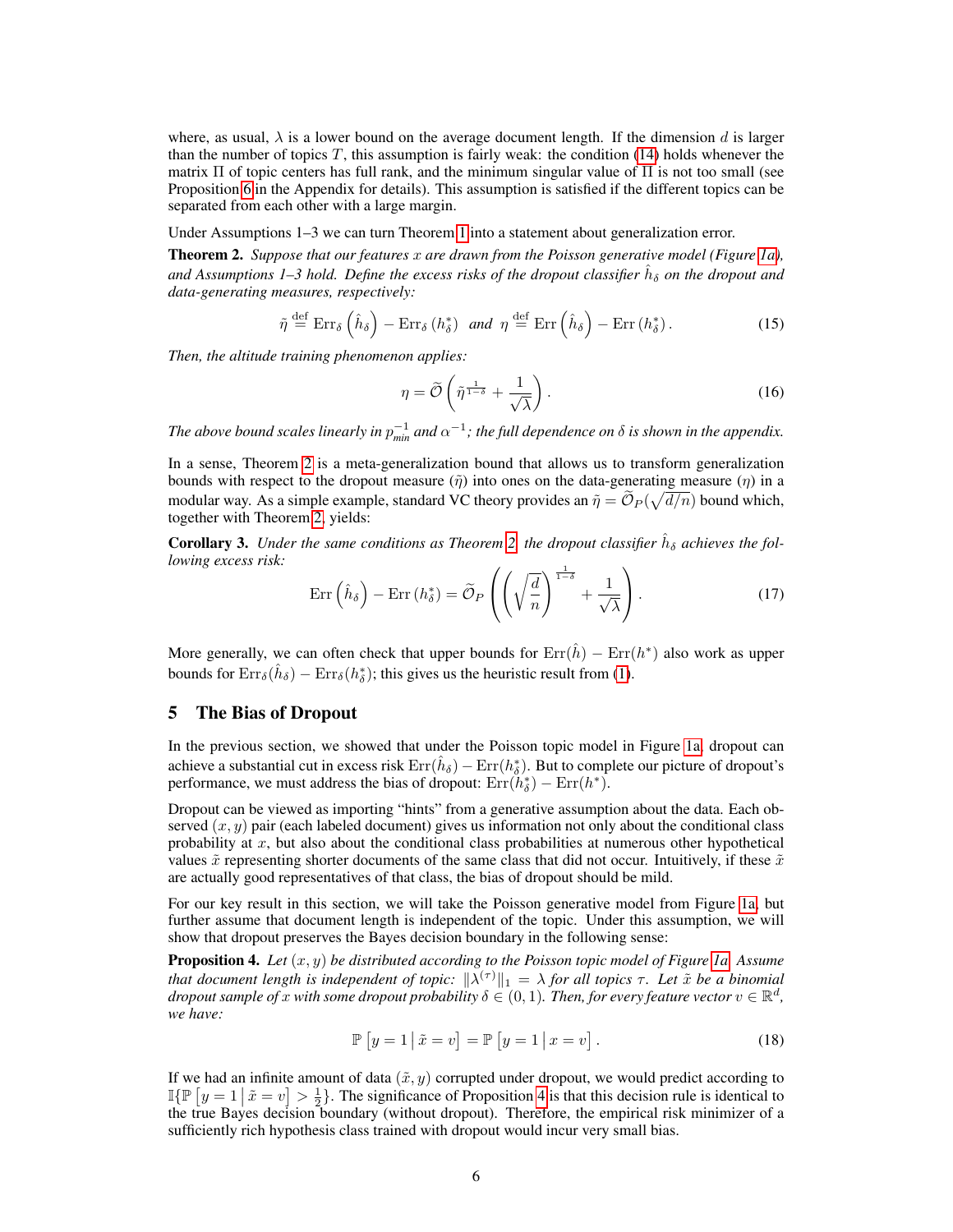where, as usual, $\lambda$ is a lower bound on the average document length. If the dimension $d$ is larger than the number of topics $T$, this assumption is fairly weak: the condition (14) holds whenever the matrix $\Pi$ of topic centers has full rank, and the minimum singular value of $\Pi$ is not too small (see Proposition 6 in the Appendix for details). This assumption is satisfied if the different topics can be separated from each other with a large margin.

Under Assumptions 1–3 we can turn Theorem 1 into a statement about generalization error.

**Theorem 2.** *Suppose that our features $x$ are drawn from the Poisson generative model (Figure 1a), and Assumptions 1–3 hold. Define the excess risks of the dropout classifier $\hat{h}_\delta$ on the dropout and data-generating measures, respectively:*

$$\tilde{\eta} \stackrel{\text{def}}{=} \text{Err}_\delta\left(\hat{h}_\delta\right) - \text{Err}_\delta\left(h^*_\delta\right) \quad \text{and} \quad \eta \stackrel{\text{def}}{=} \text{Err}\left(\hat{h}_\delta\right) - \text{Err}\left(h^*_\delta\right). \tag{15}$$

*Then, the altitude training phenomenon applies:*

$$\eta = \widetilde{\mathcal{O}}\left(\tilde{\eta}^{\frac{1}{1-\delta}} + \frac{1}{\sqrt{\lambda}}\right). \tag{16}$$

*The above bound scales linearly in $p_{min}^{-1}$ and $\alpha^{-1}$; the full dependence on $\delta$ is shown in the appendix.*

In a sense, Theorem 2 is a meta-generalization bound that allows us to transform generalization bounds with respect to the dropout measure ($\tilde{\eta}$) into ones on the data-generating measure ($\eta$) in a modular way. As a simple example, standard VC theory provides an $\tilde{\eta} = \widetilde{\mathcal{O}}_P(\sqrt{d/n})$ bound which, together with Theorem 2, yields:

**Corollary 3.** *Under the same conditions as Theorem 2, the dropout classifier $\hat{h}_\delta$ achieves the following excess risk:*

$$\text{Err}\left(\hat{h}_\delta\right) - \text{Err}\left(h^*_\delta\right) = \widetilde{\mathcal{O}}_P\left(\left(\sqrt{\frac{d}{n}}\right)^{\frac{1}{1-\delta}} + \frac{1}{\sqrt{\lambda}}\right). \tag{17}$$

More generally, we can often check that upper bounds for $\text{Err}(\hat{h}) - \text{Err}(h^*)$ also work as upper bounds for $\text{Err}_\delta(\hat{h}_\delta) - \text{Err}_\delta(h^*_\delta)$; this gives us the heuristic result from (1).

## 5 The Bias of Dropout

In the previous section, we showed that under the Poisson topic model in Figure 1a, dropout can achieve a substantial cut in excess risk $\text{Err}(\hat{h}_\delta) - \text{Err}(h^*_\delta)$. But to complete our picture of dropout's performance, we must address the bias of dropout: $\text{Err}(h^*_\delta) - \text{Err}(h^*)$.

Dropout can be viewed as importing "hints" from a generative assumption about the data. Each observed $(x, y)$ pair (each labeled document) gives us information not only about the conditional class probability at $x$, but also about the conditional class probabilities at numerous other hypothetical values $\tilde{x}$ representing shorter documents of the same class that did not occur. Intuitively, if these $\tilde{x}$ are actually good representatives of that class, the bias of dropout should be mild.

For our key result in this section, we will take the Poisson generative model from Figure 1a, but further assume that document length is independent of the topic. Under this assumption, we will show that dropout preserves the Bayes decision boundary in the following sense:

**Proposition 4.** *Let $(x, y)$ be distributed according to the Poisson topic model of Figure 1a. Assume that document length is independent of topic: $\|\lambda^{(\tau)}\|_1 = \lambda$ for all topics $\tau$. Let $\tilde{x}$ be a binomial dropout sample of $x$ with some dropout probability $\delta \in (0, 1)$. Then, for every feature vector $v \in \mathbb{R}^d$, we have:*

$$\mathbb{P}\left[y = 1 \,\middle|\, \tilde{x} = v\right] = \mathbb{P}\left[y = 1 \,\middle|\, x = v\right]. \tag{18}$$

If we had an infinite amount of data $(\tilde{x}, y)$ corrupted under dropout, we would predict according to $\mathbb{I}\{\mathbb{P}\left[y = 1 \,\middle|\, \tilde{x} = v\right] > \frac{1}{2}\}$. The significance of Proposition 4 is that this decision rule is identical to the true Bayes decision boundary (without dropout). Therefore, the empirical risk minimizer of a sufficiently rich hypothesis class trained with dropout would incur very small bias.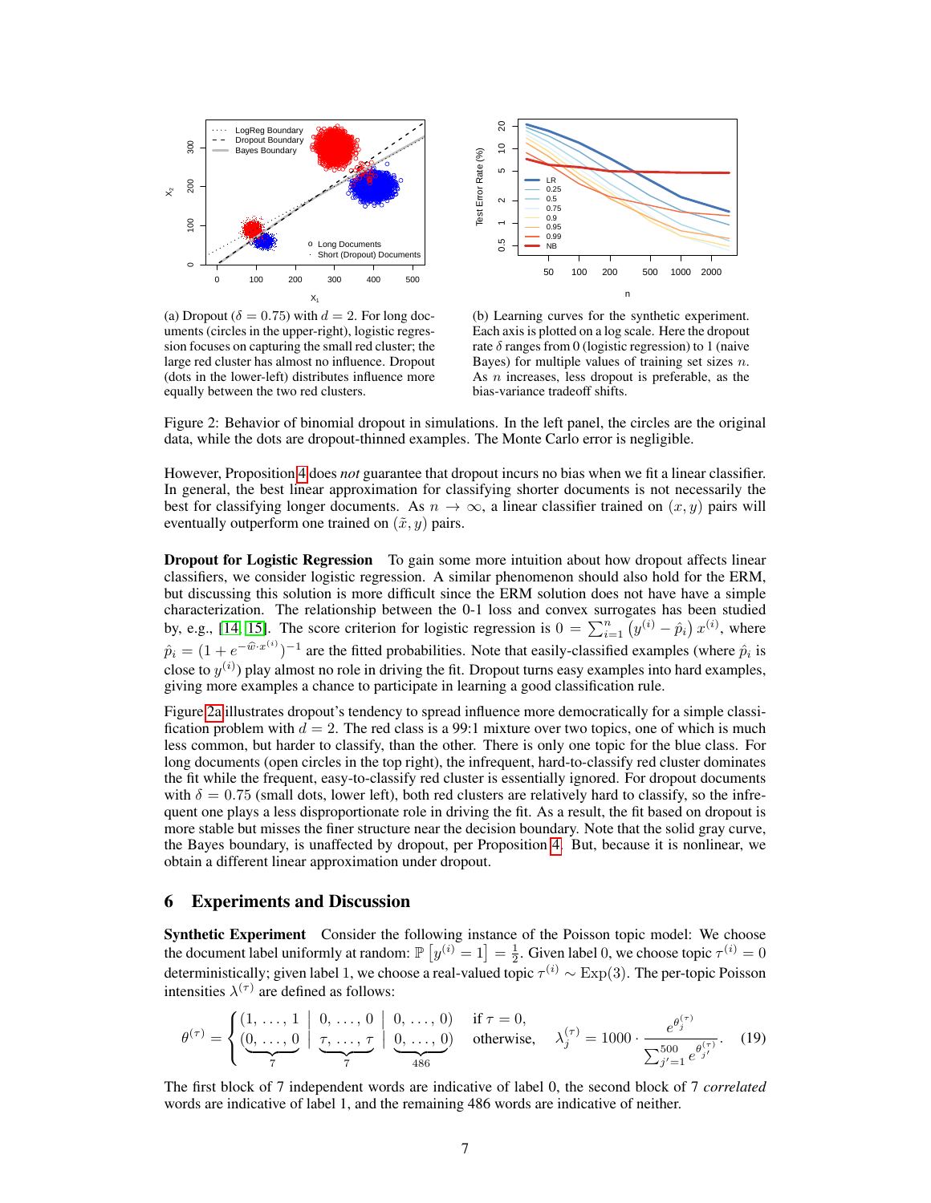(a) Dropout ($\delta = 0.75$) with $d = 2$. For long documents (circles in the upper-right), logistic regression focuses on capturing the small red cluster; the large red cluster has almost no influence. Dropout (dots in the lower-left) distributes influence more equally between the two red clusters.

(b) Learning curves for the synthetic experiment. Each axis is plotted on a log scale. Here the dropout rate $\delta$ ranges from 0 (logistic regression) to 1 (naive Bayes) for multiple values of training set sizes $n$. As $n$ increases, less dropout is preferable, as the bias-variance tradeoff shifts.

Figure 2: Behavior of binomial dropout in simulations. In the left panel, the circles are the original data, while the dots are dropout-thinned examples. The Monte Carlo error is negligible.

However, Proposition 4 does *not* guarantee that dropout incurs no bias when we fit a linear classifier. In general, the best linear approximation for classifying shorter documents is not necessarily the best for classifying longer documents. As $n \to \infty$, a linear classifier trained on $(x, y)$ pairs will eventually outperform one trained on $(\tilde{x}, y)$ pairs.

**Dropout for Logistic Regression** To gain some more intuition about how dropout affects linear classifiers, we consider logistic regression. A similar phenomenon should also hold for the ERM, but discussing this solution is more difficult since the ERM solution does not have have a simple characterization. The relationship between the 0-1 loss and convex surrogates has been studied by, e.g., [14, 15]. The score criterion for logistic regression is $0 = \sum_{i=1}^{n} \left(y^{(i)} - \hat{p}_i\right) x^{(i)}$, where $\hat{p}_i = (1 + e^{-\widehat{w} \cdot x^{(i)}})^{-1}$ are the fitted probabilities. Note that easily-classified examples (where $\hat{p}_i$ is close to $y^{(i)}$) play almost no role in driving the fit. Dropout turns easy examples into hard examples, giving more examples a chance to participate in learning a good classification rule.

Figure 2a illustrates dropout's tendency to spread influence more democratically for a simple classification problem with $d = 2$. The red class is a 99:1 mixture over two topics, one of which is much less common, but harder to classify, than the other. There is only one topic for the blue class. For long documents (open circles in the top right), the infrequent, hard-to-classify red cluster dominates the fit while the frequent, easy-to-classify red cluster is essentially ignored. For dropout documents with $\delta = 0.75$ (small dots, lower left), both red clusters are relatively hard to classify, so the infrequent one plays a less disproportionate role in driving the fit. As a result, the fit based on dropout is more stable but misses the finer structure near the decision boundary. Note that the solid gray curve, the Bayes boundary, is unaffected by dropout, per Proposition 4. But, because it is nonlinear, we obtain a different linear approximation under dropout.

## 6 Experiments and Discussion

**Synthetic Experiment** Consider the following instance of the Poisson topic model: We choose the document label uniformly at random: $\mathbb{P}\left[y^{(i)} = 1\right] = \frac{1}{2}$. Given label 0, we choose topic $\tau^{(i)} = 0$ deterministically; given label 1, we choose a real-valued topic $\tau^{(i)} \sim \text{Exp}(3)$. The per-topic Poisson intensities $\lambda^{(\tau)}$ are defined as follows:

$$\theta^{(\tau)} = \begin{cases} (1, \ldots, 1 \mid 0, \ldots, 0 \mid 0, \ldots, 0) & \text{if } \tau = 0, \\ (\underbrace{0, \ldots, 0}_{7} \mid \underbrace{\tau, \ldots, \tau}_{7} \mid \underbrace{0, \ldots, 0}_{486}) & \text{otherwise,} \end{cases} \quad \lambda_j^{(\tau)} = 1000 \cdot \frac{e^{\theta_j^{(\tau)}}}{\sum_{j'=1}^{500} e^{\theta_{j'}^{(\tau)}}}. \tag{19}$$

The first block of 7 independent words are indicative of label 0, the second block of 7 *correlated* words are indicative of label 1, and the remaining 486 words are indicative of neither.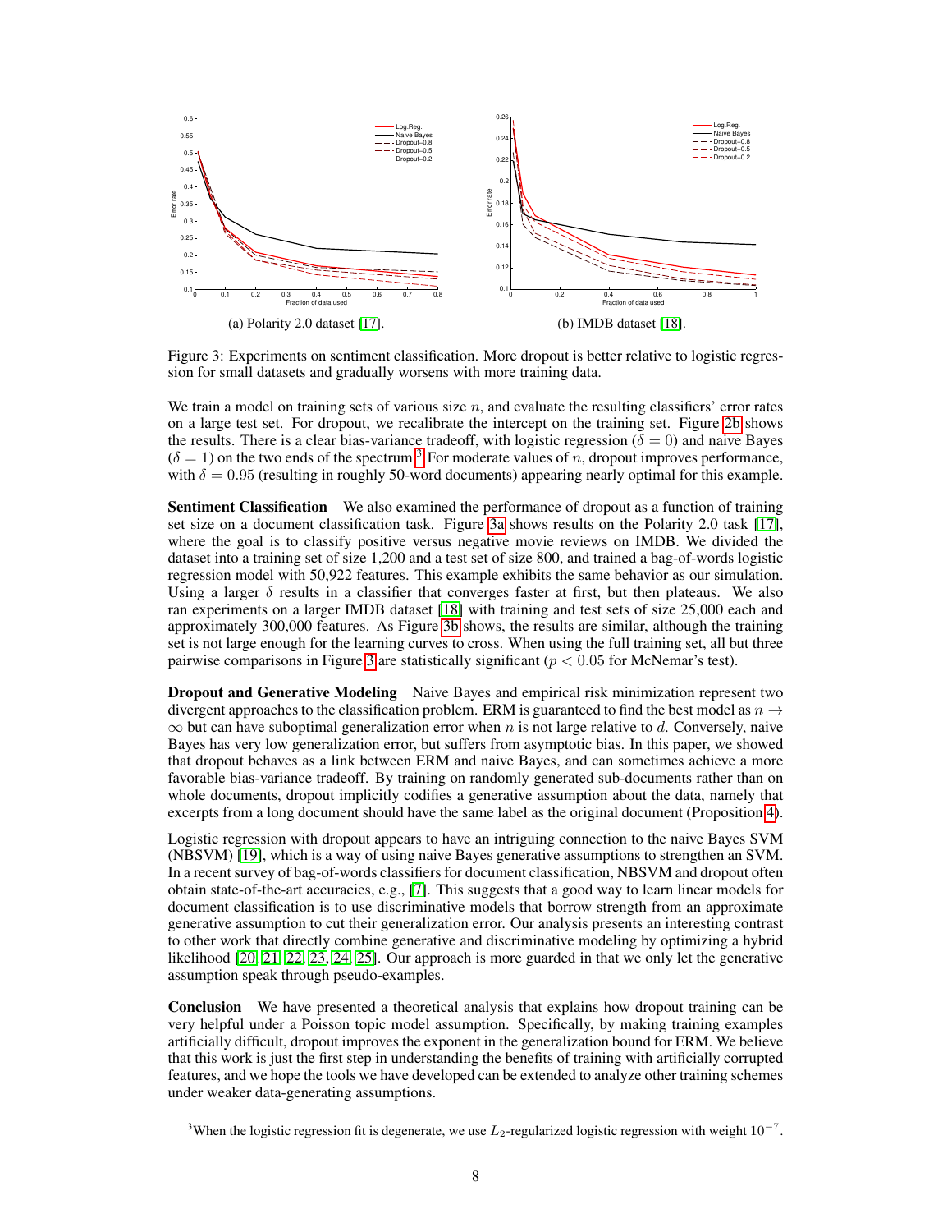(a) Polarity 2.0 dataset [17].

(b) IMDB dataset [18].

Figure 3: Experiments on sentiment classification. More dropout is better relative to logistic regression for small datasets and gradually worsens with more training data.

We train a model on training sets of various size $n$, and evaluate the resulting classifiers' error rates on a large test set. For dropout, we recalibrate the intercept on the training set. Figure 2b shows the results. There is a clear bias-variance tradeoff, with logistic regression ($\delta = 0$) and naive Bayes ($\delta = 1$) on the two ends of the spectrum.[3] For moderate values of $n$, dropout improves performance, with $\delta = 0.95$ (resulting in roughly 50-word documents) appearing nearly optimal for this example.

**Sentiment Classification** We also examined the performance of dropout as a function of training set size on a document classification task. Figure 3a shows results on the Polarity 2.0 task [17], where the goal is to classify positive versus negative movie reviews on IMDB. We divided the dataset into a training set of size 1,200 and a test set of size 800, and trained a bag-of-words logistic regression model with 50,922 features. This example exhibits the same behavior as our simulation. Using a larger $\delta$ results in a classifier that converges faster at first, but then plateaus. We also ran experiments on a larger IMDB dataset [18] with training and test sets of size 25,000 each and approximately 300,000 features. As Figure 3b shows, the results are similar, although the training set is not large enough for the learning curves to cross. When using the full training set, all but three pairwise comparisons in Figure 3 are statistically significant ($p < 0.05$ for McNemar's test).

**Dropout and Generative Modeling** Naive Bayes and empirical risk minimization represent two divergent approaches to the classification problem. ERM is guaranteed to find the best model as $n \to \infty$ but can have suboptimal generalization error when $n$ is not large relative to $d$. Conversely, naive Bayes has very low generalization error, but suffers from asymptotic bias. In this paper, we showed that dropout behaves as a link between ERM and naive Bayes, and can sometimes achieve a more favorable bias-variance tradeoff. By training on randomly generated sub-documents rather than on whole documents, dropout implicitly codifies a generative assumption about the data, namely that excerpts from a long document should have the same label as the original document (Proposition 4).

Logistic regression with dropout appears to have an intriguing connection to the naive Bayes SVM (NBSVM) [19], which is a way of using naive Bayes generative assumptions to strengthen an SVM. In a recent survey of bag-of-words classifiers for document classification, NBSVM and dropout often obtain state-of-the-art accuracies, e.g., [7]. This suggests that a good way to learn linear models for document classification is to use discriminative models that borrow strength from an approximate generative assumption to cut their generalization error. Our analysis presents an interesting contrast to other work that directly combine generative and discriminative modeling by optimizing a hybrid likelihood [20, 21, 22, 23, 24, 25]. Our approach is more guarded in that we only let the generative assumption speak through pseudo-examples.

**Conclusion** We have presented a theoretical analysis that explains how dropout training can be very helpful under a Poisson topic model assumption. Specifically, by making training examples artificially difficult, dropout improves the exponent in the generalization bound for ERM. We believe that this work is just the first step in understanding the benefits of training with artificially corrupted features, and we hope the tools we have developed can be extended to analyze other training schemes under weaker data-generating assumptions.

[3] When the logistic regression fit is degenerate, we use $L_2$-regularized logistic regression with weight $10^{-7}$.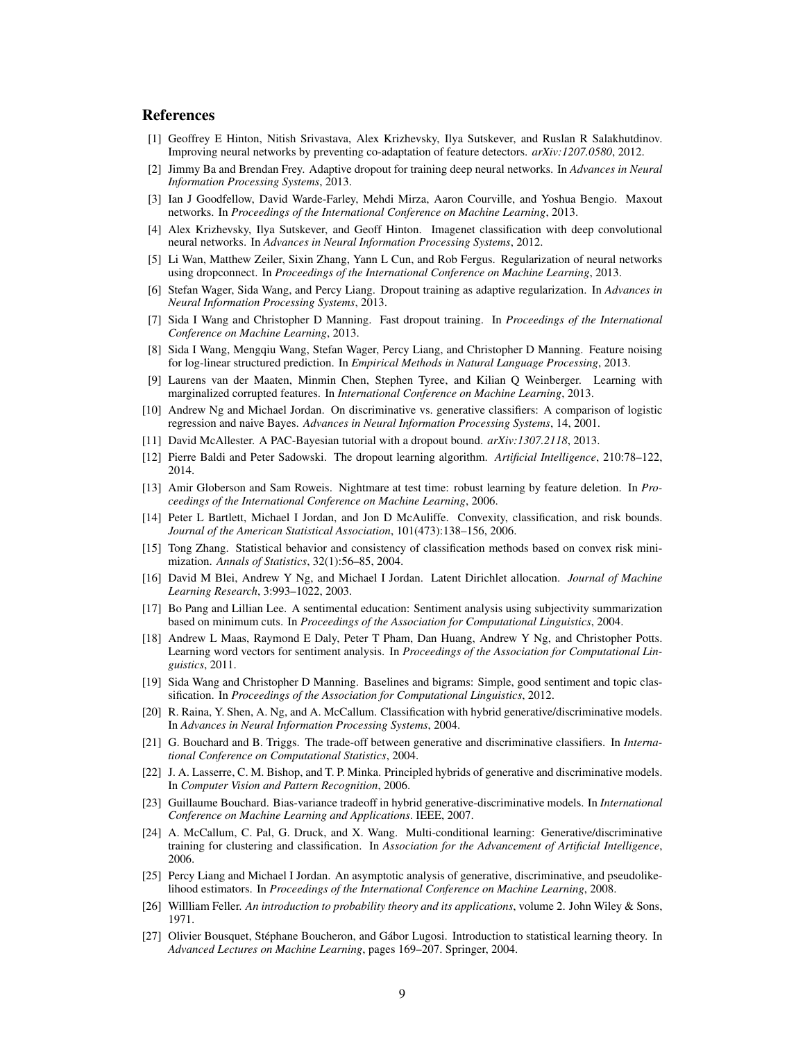## References

[1] Geoffrey E Hinton, Nitish Srivastava, Alex Krizhevsky, Ilya Sutskever, and Ruslan R Salakhutdinov. Improving neural networks by preventing co-adaptation of feature detectors. *arXiv:1207.0580*, 2012.

[2] Jimmy Ba and Brendan Frey. Adaptive dropout for training deep neural networks. In *Advances in Neural Information Processing Systems*, 2013.

[3] Ian J Goodfellow, David Warde-Farley, Mehdi Mirza, Aaron Courville, and Yoshua Bengio. Maxout networks. In *Proceedings of the International Conference on Machine Learning*, 2013.

[4] Alex Krizhevsky, Ilya Sutskever, and Geoff Hinton. Imagenet classification with deep convolutional neural networks. In *Advances in Neural Information Processing Systems*, 2012.

[5] Li Wan, Matthew Zeiler, Sixin Zhang, Yann L Cun, and Rob Fergus. Regularization of neural networks using dropconnect. In *Proceedings of the International Conference on Machine Learning*, 2013.

[6] Stefan Wager, Sida Wang, and Percy Liang. Dropout training as adaptive regularization. In *Advances in Neural Information Processing Systems*, 2013.

[7] Sida I Wang and Christopher D Manning. Fast dropout training. In *Proceedings of the International Conference on Machine Learning*, 2013.

[8] Sida I Wang, Mengqiu Wang, Stefan Wager, Percy Liang, and Christopher D Manning. Feature noising for log-linear structured prediction. In *Empirical Methods in Natural Language Processing*, 2013.

[9] Laurens van der Maaten, Minmin Chen, Stephen Tyree, and Kilian Q Weinberger. Learning with marginalized corrupted features. In *International Conference on Machine Learning*, 2013.

[10] Andrew Ng and Michael Jordan. On discriminative vs. generative classifiers: A comparison of logistic regression and naive Bayes. *Advances in Neural Information Processing Systems*, 14, 2001.

[11] David McAllester. A PAC-Bayesian tutorial with a dropout bound. *arXiv:1307.2118*, 2013.

[12] Pierre Baldi and Peter Sadowski. The dropout learning algorithm. *Artificial Intelligence*, 210:78–122, 2014.

[13] Amir Globerson and Sam Roweis. Nightmare at test time: robust learning by feature deletion. In *Proceedings of the International Conference on Machine Learning*, 2006.

[14] Peter L Bartlett, Michael I Jordan, and Jon D McAuliffe. Convexity, classification, and risk bounds. *Journal of the American Statistical Association*, 101(473):138–156, 2006.

[15] Tong Zhang. Statistical behavior and consistency of classification methods based on convex risk minimization. *Annals of Statistics*, 32(1):56–85, 2004.

[16] David M Blei, Andrew Y Ng, and Michael I Jordan. Latent Dirichlet allocation. *Journal of Machine Learning Research*, 3:993–1022, 2003.

[17] Bo Pang and Lillian Lee. A sentimental education: Sentiment analysis using subjectivity summarization based on minimum cuts. In *Proceedings of the Association for Computational Linguistics*, 2004.

[18] Andrew L Maas, Raymond E Daly, Peter T Pham, Dan Huang, Andrew Y Ng, and Christopher Potts. Learning word vectors for sentiment analysis. In *Proceedings of the Association for Computational Linguistics*, 2011.

[19] Sida Wang and Christopher D Manning. Baselines and bigrams: Simple, good sentiment and topic classification. In *Proceedings of the Association for Computational Linguistics*, 2012.

[20] R. Raina, Y. Shen, A. Ng, and A. McCallum. Classification with hybrid generative/discriminative models. In *Advances in Neural Information Processing Systems*, 2004.

[21] G. Bouchard and B. Triggs. The trade-off between generative and discriminative classifiers. In *International Conference on Computational Statistics*, 2004.

[22] J. A. Lasserre, C. M. Bishop, and T. P. Minka. Principled hybrids of generative and discriminative models. In *Computer Vision and Pattern Recognition*, 2006.

[23] Guillaume Bouchard. Bias-variance tradeoff in hybrid generative-discriminative models. In *International Conference on Machine Learning and Applications*. IEEE, 2007.

[24] A. McCallum, C. Pal, G. Druck, and X. Wang. Multi-conditional learning: Generative/discriminative training for clustering and classification. In *Association for the Advancement of Artificial Intelligence*, 2006.

[25] Percy Liang and Michael I Jordan. An asymptotic analysis of generative, discriminative, and pseudolikelihood estimators. In *Proceedings of the International Conference on Machine Learning*, 2008.

[26] Willliam Feller. *An introduction to probability theory and its applications*, volume 2. John Wiley & Sons, 1971.

[27] Olivier Bousquet, Stéphane Boucheron, and Gábor Lugosi. Introduction to statistical learning theory. In *Advanced Lectures on Machine Learning*, pages 169–207. Springer, 2004.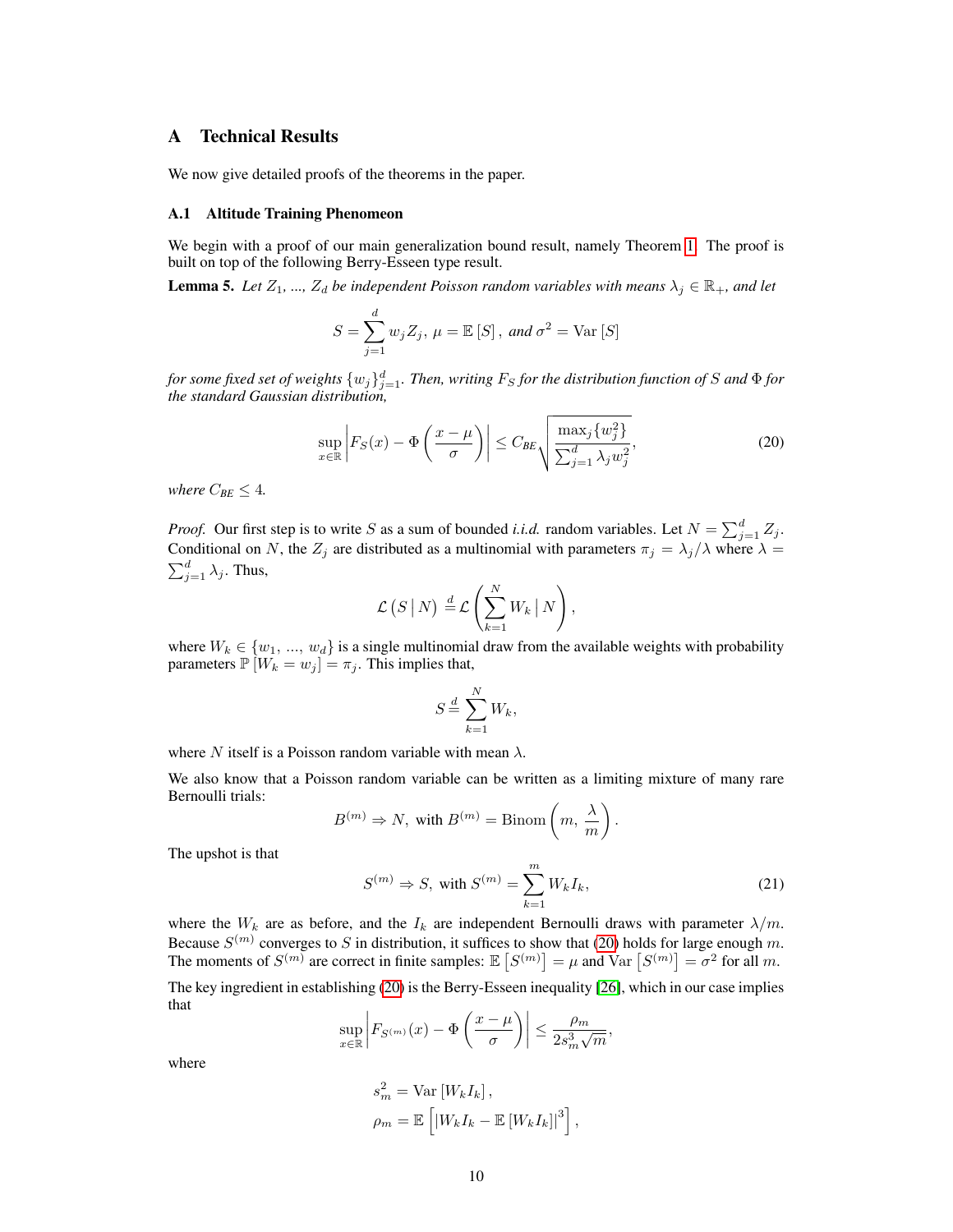## A Technical Results

We now give detailed proofs of the theorems in the paper.

### A.1 Altitude Training Phenomeon

We begin with a proof of our main generalization bound result, namely Theorem 1. The proof is built on top of the following Berry-Esseen type result.

**Lemma 5.** *Let $Z_1, \, ..., \, Z_d$ be independent Poisson random variables with means $\lambda_j \in \mathbb{R}_+$, and let*

$$S = \sum_{j=1}^{d} w_j Z_j, \; \mu = \mathbb{E}\left[S\right], \text{ and } \sigma^2 = \operatorname{Var}\left[S\right]$$

*for some fixed set of weights $\{w_j\}_{j=1}^{d}$. Then, writing $F_S$ for the distribution function of $S$ and $\Phi$ for the standard Gaussian distribution,*

$$\sup_{x \in \mathbb{R}} \left| F_S(x) - \Phi\left(\frac{x - \mu}{\sigma}\right) \right| \leq C_{BE} \sqrt{\frac{\max_j \{w_j^2\}}{\sum_{j=1}^{d} \lambda_j w_j^2}}, \tag{20}$$

*where $C_{BE} \leq 4$.*

*Proof.* Our first step is to write $S$ as a sum of bounded *i.i.d.* random variables. Let $N = \sum_{j=1}^{d} Z_j$. Conditional on $N$, the $Z_j$ are distributed as a multinomial with parameters $\pi_j = \lambda_j / \lambda$ where $\lambda = \sum_{j=1}^{d} \lambda_j$. Thus,

$$\mathcal{L}\left(S \,\middle|\, N\right) \overset{d}{=} \mathcal{L}\left(\sum_{k=1}^{N} W_k \,\middle|\, N\right),$$

where $W_k \in \{w_1, \, ..., \, w_d\}$ is a single multinomial draw from the available weights with probability parameters $\mathbb{P}\left[W_k = w_j\right] = \pi_j$. This implies that,

$$S \overset{d}{=} \sum_{k=1}^{N} W_k,$$

where $N$ itself is a Poisson random variable with mean $\lambda$.

We also know that a Poisson random variable can be written as a limiting mixture of many rare Bernoulli trials:

$$B^{(m)} \Rightarrow N, \text{ with } B^{(m)} = \operatorname{Binom}\left(m, \, \frac{\lambda}{m}\right).$$

The upshot is that

$$S^{(m)} \Rightarrow S, \text{ with } S^{(m)} = \sum_{k=1}^{m} W_k I_k, \tag{21}$$

where the $W_k$ are as before, and the $I_k$ are independent Bernoulli draws with parameter $\lambda/m$. Because $S^{(m)}$ converges to $S$ in distribution, it suffices to show that (20) holds for large enough $m$. The moments of $S^{(m)}$ are correct in finite samples: $\mathbb{E}\left[S^{(m)}\right] = \mu$ and $\operatorname{Var}\left[S^{(m)}\right] = \sigma^2$ for all $m$.

The key ingredient in establishing (20) is the Berry-Esseen inequality [26], which in our case implies that

$$\sup_{x \in \mathbb{R}} \left| F_{S^{(m)}}(x) - \Phi\left(\frac{x - \mu}{\sigma}\right) \right| \leq \frac{\rho_m}{2 s_m^3 \sqrt{m}},$$

where

$$s_m^2 = \operatorname{Var}\left[W_k I_k\right],$$
$$\rho_m = \mathbb{E}\left[\left|W_k I_k - \mathbb{E}\left[W_k I_k\right]\right|^3\right],$$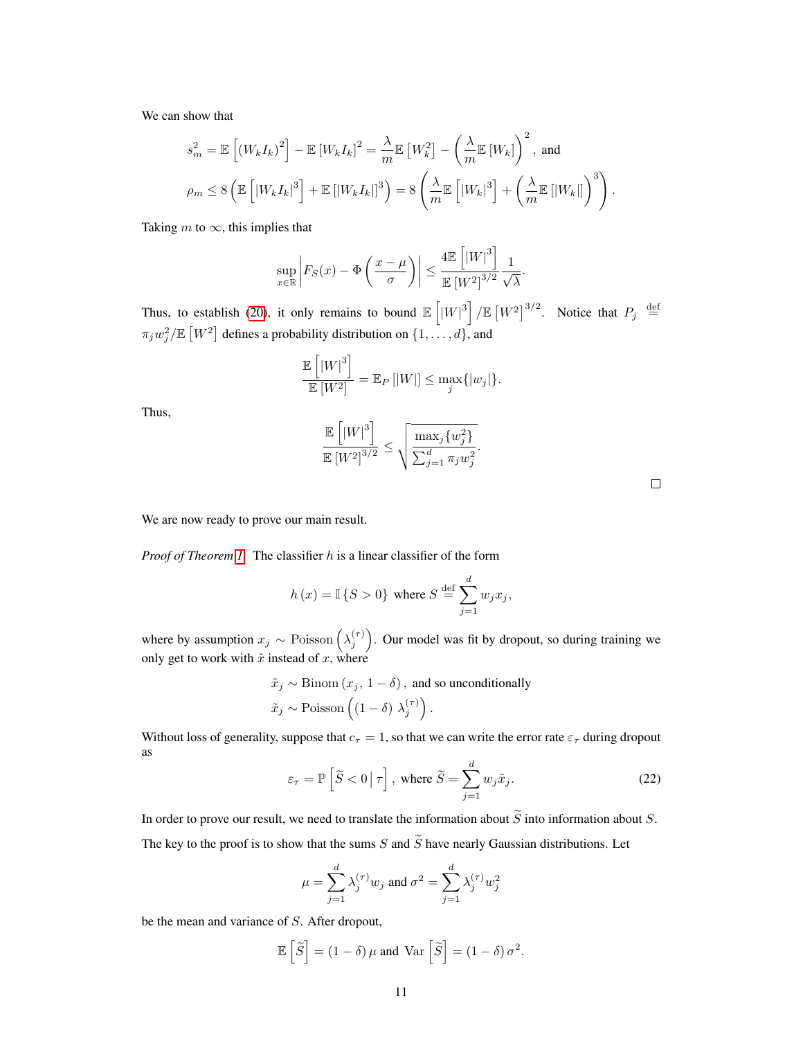We can show that

$$s_m^2 = \mathbb{E}\left[(W_k I_k)^2\right] - \mathbb{E}\left[W_k I_k\right]^2 = \frac{\lambda}{m}\mathbb{E}\left[W_k^2\right] - \left(\frac{\lambda}{m}\mathbb{E}\left[W_k\right]\right)^2, \text{ and}$$

$$\rho_m \leq 8\left(\mathbb{E}\left[\left|W_k I_k\right|^3\right] + \mathbb{E}\left[\left|W_k I_k\right|\right]^3\right) = 8\left(\frac{\lambda}{m}\mathbb{E}\left[\left|W_k\right|^3\right] + \left(\frac{\lambda}{m}\mathbb{E}\left[\left|W_k\right|\right]\right)^3\right).$$

Taking $m$ to $\infty$, this implies that

$$\sup_{x \in \mathbb{R}} \left| F_S(x) - \Phi\left(\frac{x-\mu}{\sigma}\right)\right| \leq \frac{4\mathbb{E}\left[\left|W\right|^3\right]}{\mathbb{E}\left[W^2\right]^{3/2}} \frac{1}{\sqrt{\lambda}}.$$

Thus, to establish (20), it only remains to bound $\mathbb{E}\left[\left|W\right|^3\right] / \mathbb{E}\left[W^2\right]^{3/2}$. Notice that $P_j \overset{\text{def}}{=} \pi_j w_j^2 / \mathbb{E}\left[W^2\right]$ defines a probability distribution on $\{1, \ldots, d\}$, and

$$\frac{\mathbb{E}\left[\left|W\right|^3\right]}{\mathbb{E}\left[W^2\right]} = \mathbb{E}_P\left[\left|W\right|\right] \leq \max_j\{|w_j|\}.$$

Thus,

$$\frac{\mathbb{E}\left[\left|W\right|^3\right]}{\mathbb{E}\left[W^2\right]^{3/2}} \leq \sqrt{\frac{\max_j\{w_j^2\}}{\sum_{j=1}^d \pi_j w_j^2}}.$$

□

We are now ready to prove our main result.

*Proof of Theorem 1.* The classifier $h$ is a linear classifier of the form

$$h(x) = \mathbb{I}\{S > 0\} \text{ where } S \overset{\text{def}}{=} \sum_{j=1}^d w_j x_j,$$

where by assumption $x_j \sim \text{Poisson}\left(\lambda_j^{(\tau)}\right)$. Our model was fit by dropout, so during training we only get to work with $\tilde{x}$ instead of $x$, where

$$\tilde{x}_j \sim \text{Binom}\left(x_j, \, 1-\delta\right), \text{ and so unconditionally}$$
$$\tilde{x}_j \sim \text{Poisson}\left((1-\delta)\, \lambda_j^{(\tau)}\right).$$

Without loss of generality, suppose that $c_\tau = 1$, so that we can write the error rate $\varepsilon_\tau$ during dropout as

$$\varepsilon_\tau = \mathbb{P}\left[\widetilde{S} < 0 \,\middle|\, \tau\right], \text{ where } \widetilde{S} = \sum_{j=1}^d w_j \tilde{x}_j. \tag{22}$$

In order to prove our result, we need to translate the information about $\widetilde{S}$ into information about $S$.

The key to the proof is to show that the sums $S$ and $\widetilde{S}$ have nearly Gaussian distributions. Let

$$\mu = \sum_{j=1}^d \lambda_j^{(\tau)} w_j \text{ and } \sigma^2 = \sum_{j=1}^d \lambda_j^{(\tau)} w_j^2$$

be the mean and variance of $S$. After dropout,

$$\mathbb{E}\left[\widetilde{S}\right] = (1-\delta)\,\mu \text{ and } \operatorname{Var}\left[\widetilde{S}\right] = (1-\delta)\,\sigma^2.$$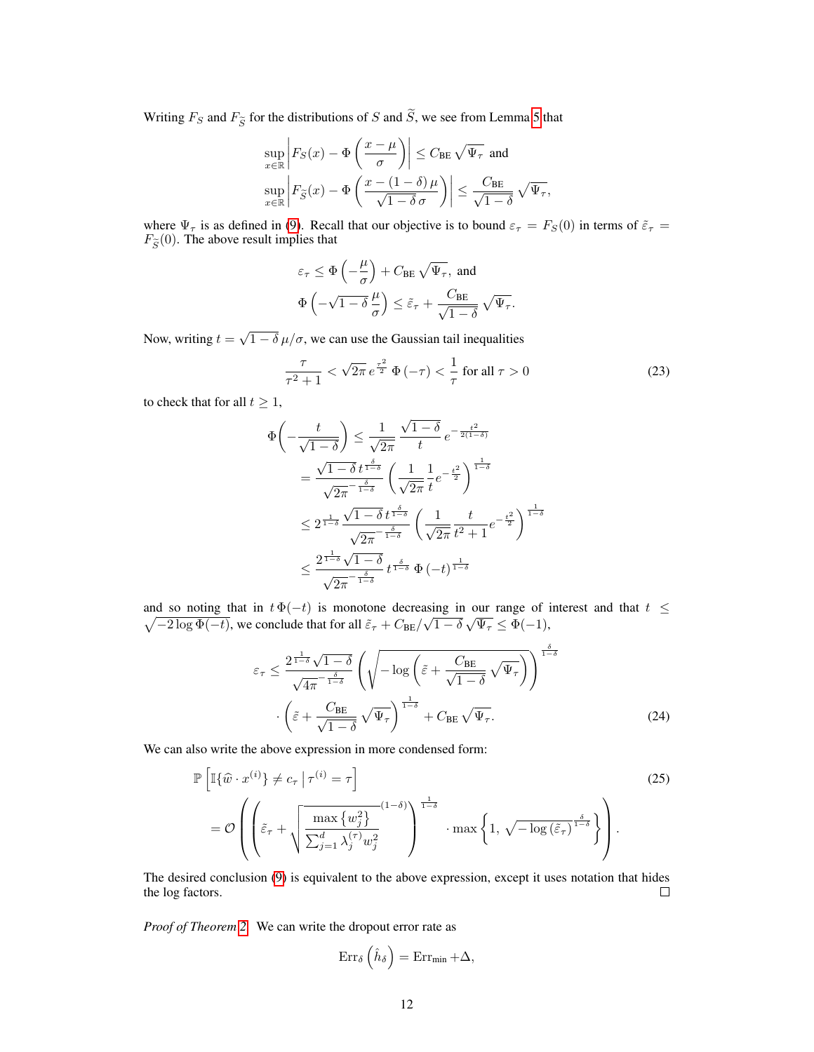Writing $F_S$ and $F_{\widetilde{S}}$ for the distributions of $S$ and $\widetilde{S}$, we see from Lemma 5 that

$$
\begin{aligned}
&\sup_{x\in\mathbb{R}} \left| F_S(x) - \Phi\left(\frac{x-\mu}{\sigma}\right)\right| \le C_{\text{BE}}\,\sqrt{\Psi_\tau} \;\text{ and} \\
&\sup_{x\in\mathbb{R}} \left| F_{\widetilde{S}}(x) - \Phi\left(\frac{x-(1-\delta)\,\mu}{\sqrt{1-\delta}\,\sigma}\right)\right| \le \frac{C_{\text{BE}}}{\sqrt{1-\delta}}\,\sqrt{\Psi_\tau},
\end{aligned}
$$

where $\Psi_\tau$ is as defined in (9). Recall that our objective is to bound $\varepsilon_\tau = F_S(0)$ in terms of $\tilde{\varepsilon}_\tau = F_{\widetilde{S}}(0)$. The above result implies that

$$
\begin{aligned}
&\varepsilon_\tau \le \Phi\left(-\frac{\mu}{\sigma}\right) + C_{\text{BE}}\,\sqrt{\Psi_\tau}, \text{ and} \\
&\Phi\left(-\sqrt{1-\delta}\,\frac{\mu}{\sigma}\right) \le \tilde{\varepsilon}_\tau + \frac{C_{\text{BE}}}{\sqrt{1-\delta}}\,\sqrt{\Psi_\tau}.
\end{aligned}
$$

Now, writing $t = \sqrt{1-\delta}\,\mu/\sigma$, we can use the Gaussian tail inequalities

$$
\frac{\tau}{\tau^2+1} < \sqrt{2\pi}\,e^{\frac{\tau^2}{2}}\,\Phi\left(-\tau\right) < \frac{1}{\tau} \text{ for all } \tau > 0 \tag{23}
$$

to check that for all $t \ge 1$,

$$
\begin{aligned}
\Phi\left(-\frac{t}{\sqrt{1-\delta}}\right) &\le \frac{1}{\sqrt{2\pi}}\,\frac{\sqrt{1-\delta}}{t}\,e^{-\frac{t^2}{2(1-\delta)}} \\
&= \frac{\sqrt{1-\delta}\,t^{\frac{\delta}{1-\delta}}}{\sqrt{2\pi}^{-\frac{\delta}{1-\delta}}}\left(\frac{1}{\sqrt{2\pi}}\,\frac{1}{t}\,e^{-\frac{t^2}{2}}\right)^{\frac{1}{1-\delta}} \\
&\le 2^{\frac{1}{1-\delta}}\,\frac{\sqrt{1-\delta}\,t^{\frac{\delta}{1-\delta}}}{\sqrt{2\pi}^{-\frac{\delta}{1-\delta}}}\left(\frac{1}{\sqrt{2\pi}}\,\frac{t}{t^2+1}\,e^{-\frac{t^2}{2}}\right)^{\frac{1}{1-\delta}} \\
&\le \frac{2^{\frac{1}{1-\delta}}\,\sqrt{1-\delta}}{\sqrt{2\pi}^{-\frac{\delta}{1-\delta}}}\,t^{\frac{\delta}{1-\delta}}\,\Phi\left(-t\right)^{\frac{1}{1-\delta}}
\end{aligned}
$$

and so noting that in $t\,\Phi(-t)$ is monotone decreasing in our range of interest and that $t \le \sqrt{-2\log\Phi(-t)}$, we conclude that for all $\tilde{\varepsilon}_\tau + C_{\text{BE}}/\sqrt{1-\delta}\,\sqrt{\Psi_\tau} \le \Phi(-1)$,

$$
\begin{aligned}
\varepsilon_\tau \le \frac{2^{\frac{1}{1-\delta}}\,\sqrt{1-\delta}}{\sqrt{4\pi}^{-\frac{\delta}{1-\delta}}}&\left(\sqrt{-\log\left(\tilde{\varepsilon} + \frac{C_{\text{BE}}}{\sqrt{1-\delta}}\,\sqrt{\Psi_\tau}\right)}\right)^{\frac{\delta}{1-\delta}} \\
&\cdot\left(\tilde{\varepsilon} + \frac{C_{\text{BE}}}{\sqrt{1-\delta}}\,\sqrt{\Psi_\tau}\right)^{\frac{1}{1-\delta}} + C_{\text{BE}}\,\sqrt{\Psi_\tau}.
\end{aligned} \tag{24}
$$

We can also write the above expression in more condensed form:

$$
\begin{aligned}
&\mathbb{P}\left[\mathbb{I}\{\widehat{w}\cdot x^{(i)}\} \neq c_\tau \,\middle|\, \tau^{(i)} = \tau\right] \\
&= \mathcal{O}\left(\left(\tilde{\varepsilon}_\tau + \sqrt{\frac{\max\left\{w_j^2\right\}}{\sum_{j=1}^d \lambda_j^{(\tau)}\,w_j^2}}^{(1-\delta)}\right)^{\frac{1}{1-\delta}}\cdot\max\left\{1,\;\sqrt{-\log\left(\tilde{\varepsilon}_\tau\right)}^{\frac{\delta}{1-\delta}}\right\}\right).
\end{aligned} \tag{25}
$$

The desired conclusion (9) is equivalent to the above expression, except it uses notation that hides the log factors. □

*Proof of Theorem 2.* We can write the dropout error rate as

$$
\text{Err}_\delta\left(\hat{h}_\delta\right) = \text{Err}_{\min} + \Delta,
$$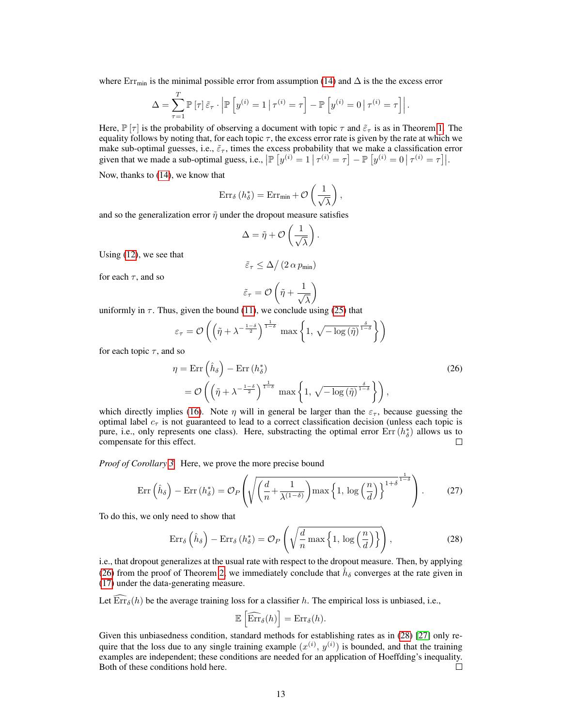where $\text{Err}_{\text{min}}$ is the minimal possible error from assumption (14) and $\Delta$ is the the excess error

$$\Delta = \sum_{\tau=1}^{T} \mathbb{P}\left[\tau\right] \tilde{\varepsilon}_\tau \cdot \left| \mathbb{P}\left[y^{(i)} = 1 \,\middle|\, \tau^{(i)} = \tau\right] - \mathbb{P}\left[y^{(i)} = 0 \,\middle|\, \tau^{(i)} = \tau\right] \right|.$$

Here, $\mathbb{P}\left[\tau\right]$ is the probability of observing a document with topic $\tau$ and $\tilde{\varepsilon}_\tau$ is as in Theorem 1. The equality follows by noting that, for each topic $\tau$, the excess error rate is given by the rate at which we make sub-optimal guesses, i.e., $\tilde{\varepsilon}_\tau$, times the excess probability that we make a classification error given that we made a sub-optimal guess, i.e., $\left|\mathbb{P}\left[y^{(i)} = 1 \,\middle|\, \tau^{(i)} = \tau\right] - \mathbb{P}\left[y^{(i)} = 0 \,\middle|\, \tau^{(i)} = \tau\right]\right|$.

Now, thanks to (14), we know that

$$\text{Err}_\delta\left(h_\delta^*\right) = \text{Err}_{\text{min}} + \mathcal{O}\left(\frac{1}{\sqrt{\lambda}}\right),$$

and so the generalization error $\tilde{\eta}$ under the dropout measure satisfies

$$\Delta = \tilde{\eta} + \mathcal{O}\left(\frac{1}{\sqrt{\lambda}}\right).$$

Using (12), we see that

$$\tilde{\varepsilon}_\tau \leq \Delta \big/ \left(2\, \alpha\, p_{\text{min}}\right)$$

for each $\tau$, and so

$$\tilde{\varepsilon}_\tau = \mathcal{O}\left(\tilde{\eta} + \frac{1}{\sqrt{\lambda}}\right)$$

uniformly in $\tau$. Thus, given the bound (11), we conclude using (25) that

$$\varepsilon_\tau = \mathcal{O}\left(\left(\tilde{\eta} + \lambda^{-\frac{1-\delta}{2}}\right)^{\frac{1}{1-\delta}} \max\left\{1,\, \sqrt{-\log\left(\tilde{\eta}\right)}^{\frac{\delta}{1-\delta}}\right\}\right)$$

for each topic $\tau$, and so

$$\begin{aligned} \eta &= \text{Err}\left(\hat{h}_\delta\right) - \text{Err}\left(h_\delta^*\right) \\ &= \mathcal{O}\left(\left(\tilde{\eta} + \lambda^{-\frac{1-\delta}{2}}\right)^{\frac{1}{1-\delta}} \max\left\{1,\, \sqrt{-\log\left(\tilde{\eta}\right)}^{\frac{\delta}{1-\delta}}\right\}\right), \end{aligned} \tag{26}$$

which directly implies (16). Note $\eta$ will in general be larger than the $\varepsilon_\tau$, because guessing the optimal label $c_\tau$ is not guaranteed to lead to a correct classification decision (unless each topic is pure, i.e., only represents one class). Here, substracting the optimal error $\text{Err}\left(h_\delta^*\right)$ allows us to compensate for this effect. ∎

*Proof of Corollary 3.* Here, we prove the more precise bound

$$\text{Err}\left(\hat{h}_\delta\right) - \text{Err}\left(h_\delta^*\right) = \mathcal{O}_P\left(\sqrt{\left(\frac{d}{n} + \frac{1}{\lambda^{(1-\delta)}}\right)\max\left\{1,\, \log\left(\frac{n}{d}\right)\right\}^{1+\delta}}^{\frac{1}{1-\delta}}\right). \tag{27}$$

To do this, we only need to show that

$$\text{Err}_\delta\left(\hat{h}_\delta\right) - \text{Err}_\delta\left(h_\delta^*\right) = \mathcal{O}_P\left(\sqrt{\frac{d}{n}\max\left\{1,\, \log\left(\frac{n}{d}\right)\right\}}\right), \tag{28}$$

i.e., that dropout generalizes at the usual rate with respect to the dropout measure. Then, by applying (26) from the proof of Theorem 2, we immediately conclude that $\hat{h}_\delta$ converges at the rate given in (17) under the data-generating measure.

Let $\widehat{\text{Err}}_\delta(h)$ be the average training loss for a classifier $h$. The empirical loss is unbiased, i.e.,

$$\mathbb{E}\left[\widehat{\text{Err}}_\delta(h)\right] = \text{Err}_\delta(h).$$

Given this unbiasedness condition, standard methods for establishing rates as in (28) [27] only require that the loss due to any single training example $(x^{(i)},\, y^{(i)})$ is bounded, and that the training examples are independent; these conditions are needed for an application of Hoeffding's inequality. Both of these conditions hold here. ∎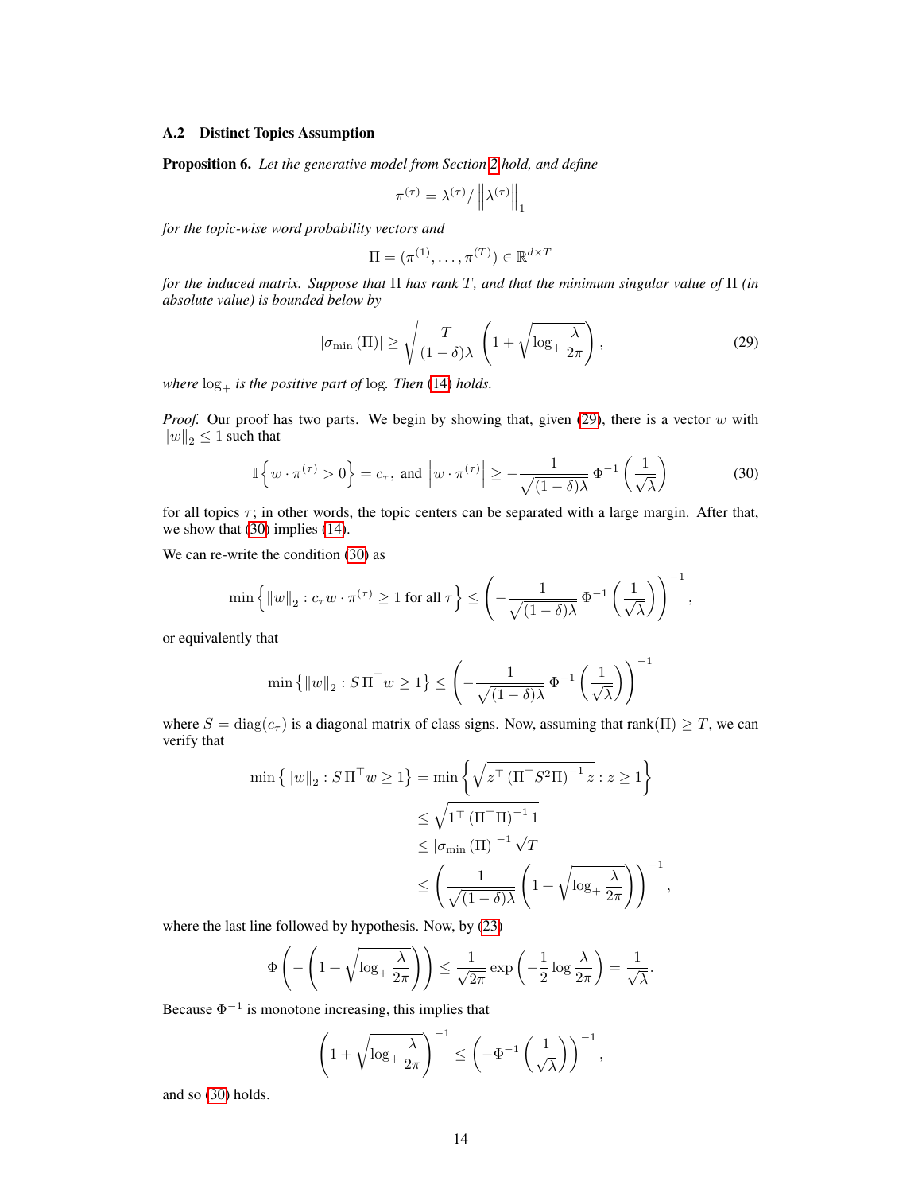### A.2 Distinct Topics Assumption

**Proposition 6.** *Let the generative model from Section 2 hold, and define*

$$\pi^{(\tau)} = \lambda^{(\tau)} / \left\| \lambda^{(\tau)} \right\|_1$$

*for the topic-wise word probability vectors and*

$$\Pi = (\pi^{(1)}, \dots, \pi^{(T)}) \in \mathbb{R}^{d \times T}$$

*for the induced matrix. Suppose that $\Pi$ has rank $T$, and that the minimum singular value of $\Pi$ (in absolute value) is bounded below by*

$$|\sigma_{\min}(\Pi)| \geq \sqrt{\frac{T}{(1-\delta)\lambda}} \left(1 + \sqrt{\log_+ \frac{\lambda}{2\pi}}\right), \tag{29}$$

*where $\log_+$ is the positive part of $\log$. Then (14) holds.*

*Proof.* Our proof has two parts. We begin by showing that, given (29), there is a vector $w$ with $\|w\|_2 \leq 1$ such that

$$\mathbb{I}\left\{w \cdot \pi^{(\tau)} > 0\right\} = c_\tau, \text{ and } \left|w \cdot \pi^{(\tau)}\right| \geq -\frac{1}{\sqrt{(1-\delta)\lambda}} \, \Phi^{-1}\left(\frac{1}{\sqrt{\lambda}}\right) \tag{30}$$

for all topics $\tau$; in other words, the topic centers can be separated with a large margin. After that, we show that (30) implies (14).

We can re-write the condition (30) as

$$\min\left\{\|w\|_2 : c_\tau w \cdot \pi^{(\tau)} \geq 1 \text{ for all } \tau\right\} \leq \left(-\frac{1}{\sqrt{(1-\delta)\lambda}} \, \Phi^{-1}\left(\frac{1}{\sqrt{\lambda}}\right)\right)^{-1},$$

or equivalently that

$$\min\left\{\|w\|_2 : S\,\Pi^\top w \geq 1\right\} \leq \left(-\frac{1}{\sqrt{(1-\delta)\lambda}} \, \Phi^{-1}\left(\frac{1}{\sqrt{\lambda}}\right)\right)^{-1}$$

where $S = \operatorname{diag}(c_\tau)$ is a diagonal matrix of class signs. Now, assuming that $\operatorname{rank}(\Pi) \geq T$, we can verify that

$$\begin{aligned}
\min\left\{\|w\|_2 : S\,\Pi^\top w \geq 1\right\} &= \min\left\{\sqrt{z^\top \left(\Pi^\top S^2 \Pi\right)^{-1} z} : z \geq 1\right\} \\
&\leq \sqrt{1^\top \left(\Pi^\top \Pi\right)^{-1} 1} \\
&\leq |\sigma_{\min}(\Pi)|^{-1} \sqrt{T} \\
&\leq \left(\frac{1}{\sqrt{(1-\delta)\lambda}} \left(1 + \sqrt{\log_+ \frac{\lambda}{2\pi}}\right)\right)^{-1},
\end{aligned}$$

where the last line followed by hypothesis. Now, by (23)

$$\Phi\left(-\left(1 + \sqrt{\log_+ \frac{\lambda}{2\pi}}\right)\right) \leq \frac{1}{\sqrt{2\pi}} \exp\left(-\frac{1}{2} \log \frac{\lambda}{2\pi}\right) = \frac{1}{\sqrt{\lambda}}.$$

Because $\Phi^{-1}$ is monotone increasing, this implies that

$$\left(1 + \sqrt{\log_+ \frac{\lambda}{2\pi}}\right)^{-1} \leq \left(-\Phi^{-1}\left(\frac{1}{\sqrt{\lambda}}\right)\right)^{-1},$$

and so (30) holds.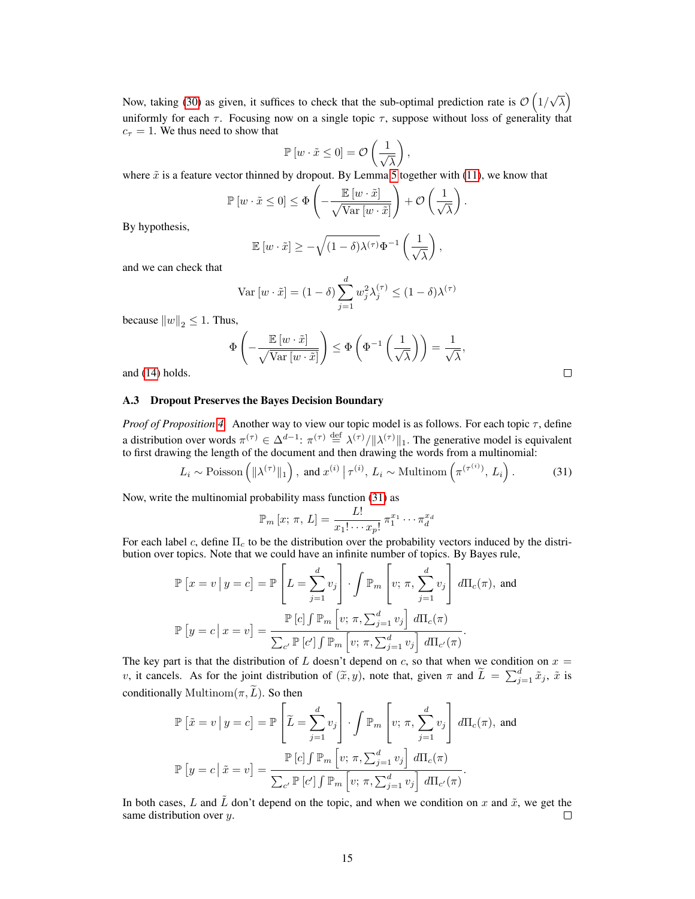Now, taking (30) as given, it suffices to check that the sub-optimal prediction rate is $\mathcal{O}\left(1/\sqrt{\lambda}\right)$ uniformly for each $\tau$. Focusing now on a single topic $\tau$, suppose without loss of generality that $c_\tau = 1$. We thus need to show that

$$\mathbb{P}\left[w \cdot \tilde{x} \leq 0\right] = \mathcal{O}\left(\frac{1}{\sqrt{\lambda}}\right),$$

where $\tilde{x}$ is a feature vector thinned by dropout. By Lemma 5 together with (11), we know that

$$\mathbb{P}\left[w \cdot \tilde{x} \leq 0\right] \leq \Phi\left(-\frac{\mathbb{E}\left[w \cdot \tilde{x}\right]}{\sqrt{\text{Var}\left[w \cdot \tilde{x}\right]}}\right) + \mathcal{O}\left(\frac{1}{\sqrt{\lambda}}\right).$$

By hypothesis,

$$\mathbb{E}\left[w \cdot \tilde{x}\right] \geq -\sqrt{(1-\delta)\lambda^{(\tau)}}\Phi^{-1}\left(\frac{1}{\sqrt{\lambda}}\right),$$

and we can check that

$$\text{Var}\left[w \cdot \tilde{x}\right] = (1-\delta)\sum_{j=1}^{d} w_j^2 \lambda_j^{(\tau)} \leq (1-\delta)\lambda^{(\tau)}$$

because $\left\|w\right\|_2 \leq 1$. Thus,

$$\Phi\left(-\frac{\mathbb{E}\left[w \cdot \tilde{x}\right]}{\sqrt{\text{Var}\left[w \cdot \tilde{x}\right]}}\right) \leq \Phi\left(\Phi^{-1}\left(\frac{1}{\sqrt{\lambda}}\right)\right) = \frac{1}{\sqrt{\lambda}},$$

and (14) holds. $\square$

### A.3 Dropout Preserves the Bayes Decision Boundary

*Proof of Proposition 4.* Another way to view our topic model is as follows. For each topic $\tau$, define a distribution over words $\pi^{(\tau)} \in \Delta^{d-1}$: $\pi^{(\tau)} \overset{\text{def}}{=} \lambda^{(\tau)}/\|\lambda^{(\tau)}\|_1$. The generative model is equivalent to first drawing the length of the document and then drawing the words from a multinomial:

$$L_i \sim \text{Poisson}\left(\|\lambda^{(\tau)}\|_1\right), \text{ and } x^{(i)} \,\big|\, \tau^{(i)}, L_i \sim \text{Multinom}\left(\pi^{(\tau^{(i)})}, L_i\right). \tag{31}$$

Now, write the multinomial probability mass function (31) as

$$\mathbb{P}_m\left[x;\, \pi,\, L\right] = \frac{L!}{x_1! \cdots x_p!}\, \pi_1^{x_1} \cdots \pi_d^{x_d}$$

For each label $c$, define $\Pi_c$ to be the distribution over the probability vectors induced by the distribution over topics. Note that we could have an infinite number of topics. By Bayes rule,

$$\mathbb{P}\left[x = v \,\big|\, y = c\right] = \mathbb{P}\left[L = \sum_{j=1}^{d} v_j\right] \cdot \int \mathbb{P}_m\left[v;\, \pi,\, \sum_{j=1}^{d} v_j\right] \, d\Pi_c(\pi), \text{ and}$$

$$\mathbb{P}\left[y = c \,\big|\, x = v\right] = \frac{\mathbb{P}\left[c\right] \int \mathbb{P}_m\left[v;\, \pi, \sum_{j=1}^{d} v_j\right] \, d\Pi_c(\pi)}{\sum_{c'} \mathbb{P}\left[c'\right] \int \mathbb{P}_m\left[v;\, \pi, \sum_{j=1}^{d} v_j\right] \, d\Pi_{c'}(\pi)}.$$

The key part is that the distribution of $L$ doesn't depend on $c$, so that when we condition on $x = v$, it cancels. As for the joint distribution of $(\tilde{x}, y)$, note that, given $\pi$ and $\widetilde{L} = \sum_{j=1}^{d} \tilde{x}_j$, $\tilde{x}$ is conditionally $\text{Multinom}(\pi, \widetilde{L})$. So then

$$\mathbb{P}\left[\tilde{x} = v \,\big|\, y = c\right] = \mathbb{P}\left[\widetilde{L} = \sum_{j=1}^{d} v_j\right] \cdot \int \mathbb{P}_m\left[v;\, \pi,\, \sum_{j=1}^{d} v_j\right] \, d\Pi_c(\pi), \text{ and}$$

$$\mathbb{P}\left[y = c \,\big|\, \tilde{x} = v\right] = \frac{\mathbb{P}\left[c\right] \int \mathbb{P}_m\left[v;\, \pi, \sum_{j=1}^{d} v_j\right] \, d\Pi_c(\pi)}{\sum_{c'} \mathbb{P}\left[c'\right] \int \mathbb{P}_m\left[v;\, \pi, \sum_{j=1}^{d} v_j\right] \, d\Pi_{c'}(\pi)}.$$

In both cases, $L$ and $\widetilde{L}$ don't depend on the topic, and when we condition on $x$ and $\tilde{x}$, we get the same distribution over $y$. $\square$